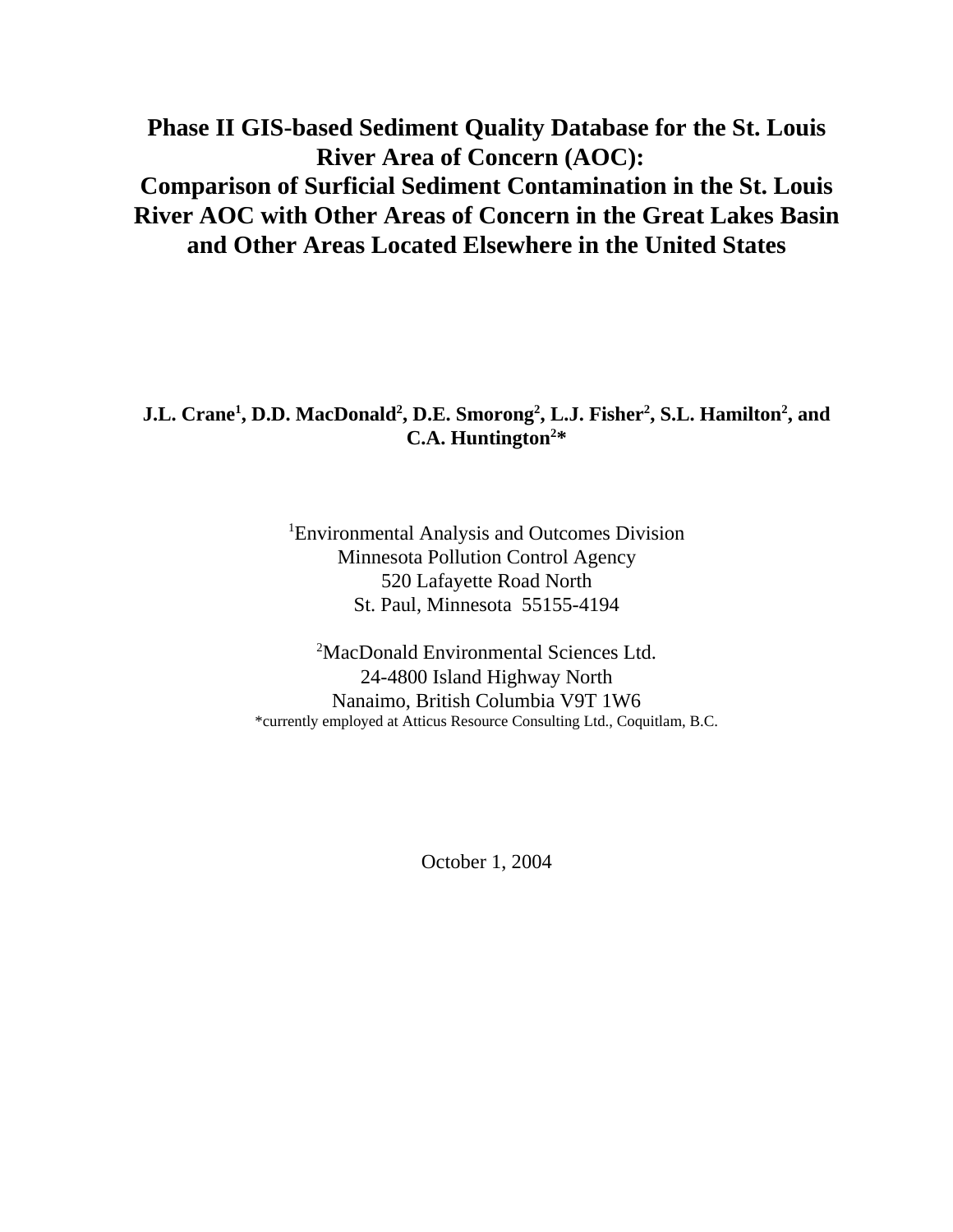# Phase II GIS-based Sediment Quality Database for the St. Louis River Area of Concern (AOC): Comparison of Surficial Sediment Contamination in the St. Louis River AOC with Other Areas of Concern in the Great Lakes Basin and Other Areas Located Elsewhere in the United States

**J.L. Crane[1], D.D. MacDonald[2], D.E. Smorong[2], L.J. Fisher[2], S.L. Hamilton[2], and C.A. Huntington[2]***

[1]Environmental Analysis and Outcomes Division
Minnesota Pollution Control Agency
520 Lafayette Road North
St. Paul, Minnesota 55155-4194

[2]MacDonald Environmental Sciences Ltd.
24-4800 Island Highway North
Nanaimo, British Columbia V9T 1W6
*currently employed at Atticus Resource Consulting Ltd., Coquitlam, B.C.

October 1, 2004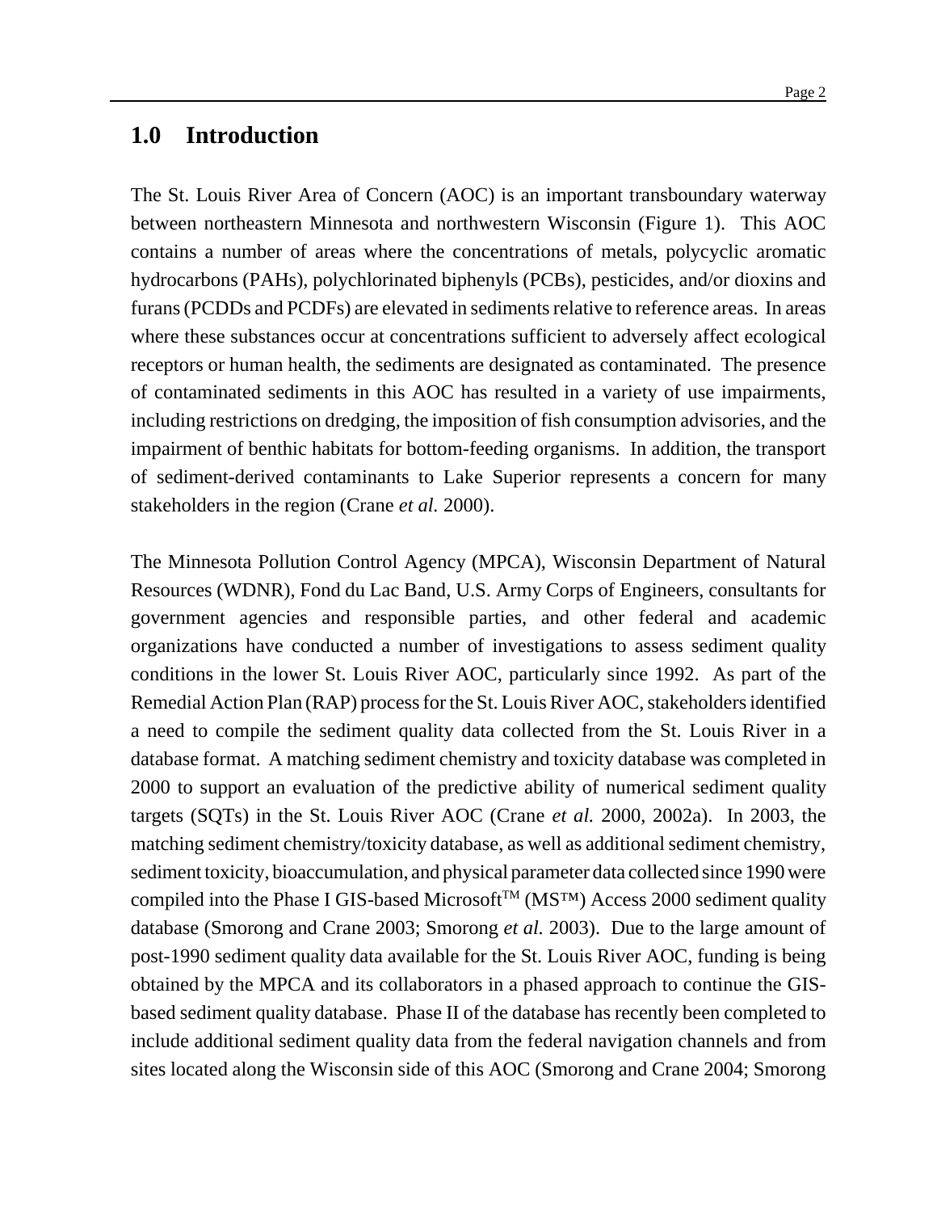# 1.0 Introduction

The St. Louis River Area of Concern (AOC) is an important transboundary waterway between northeastern Minnesota and northwestern Wisconsin (Figure 1). This AOC contains a number of areas where the concentrations of metals, polycyclic aromatic hydrocarbons (PAHs), polychlorinated biphenyls (PCBs), pesticides, and/or dioxins and furans (PCDDs and PCDFs) are elevated in sediments relative to reference areas. In areas where these substances occur at concentrations sufficient to adversely affect ecological receptors or human health, the sediments are designated as contaminated. The presence of contaminated sediments in this AOC has resulted in a variety of use impairments, including restrictions on dredging, the imposition of fish consumption advisories, and the impairment of benthic habitats for bottom-feeding organisms. In addition, the transport of sediment-derived contaminants to Lake Superior represents a concern for many stakeholders in the region (Crane *et al.* 2000).

The Minnesota Pollution Control Agency (MPCA), Wisconsin Department of Natural Resources (WDNR), Fond du Lac Band, U.S. Army Corps of Engineers, consultants for government agencies and responsible parties, and other federal and academic organizations have conducted a number of investigations to assess sediment quality conditions in the lower St. Louis River AOC, particularly since 1992. As part of the Remedial Action Plan (RAP) process for the St. Louis River AOC, stakeholders identified a need to compile the sediment quality data collected from the St. Louis River in a database format. A matching sediment chemistry and toxicity database was completed in 2000 to support an evaluation of the predictive ability of numerical sediment quality targets (SQTs) in the St. Louis River AOC (Crane *et al.* 2000, 2002a). In 2003, the matching sediment chemistry/toxicity database, as well as additional sediment chemistry, sediment toxicity, bioaccumulation, and physical parameter data collected since 1990 were compiled into the Phase I GIS-based Microsoft™ (MS™) Access 2000 sediment quality database (Smorong and Crane 2003; Smorong *et al.* 2003). Due to the large amount of post-1990 sediment quality data available for the St. Louis River AOC, funding is being obtained by the MPCA and its collaborators in a phased approach to continue the GIS-based sediment quality database. Phase II of the database has recently been completed to include additional sediment quality data from the federal navigation channels and from sites located along the Wisconsin side of this AOC (Smorong and Crane 2004; Smorong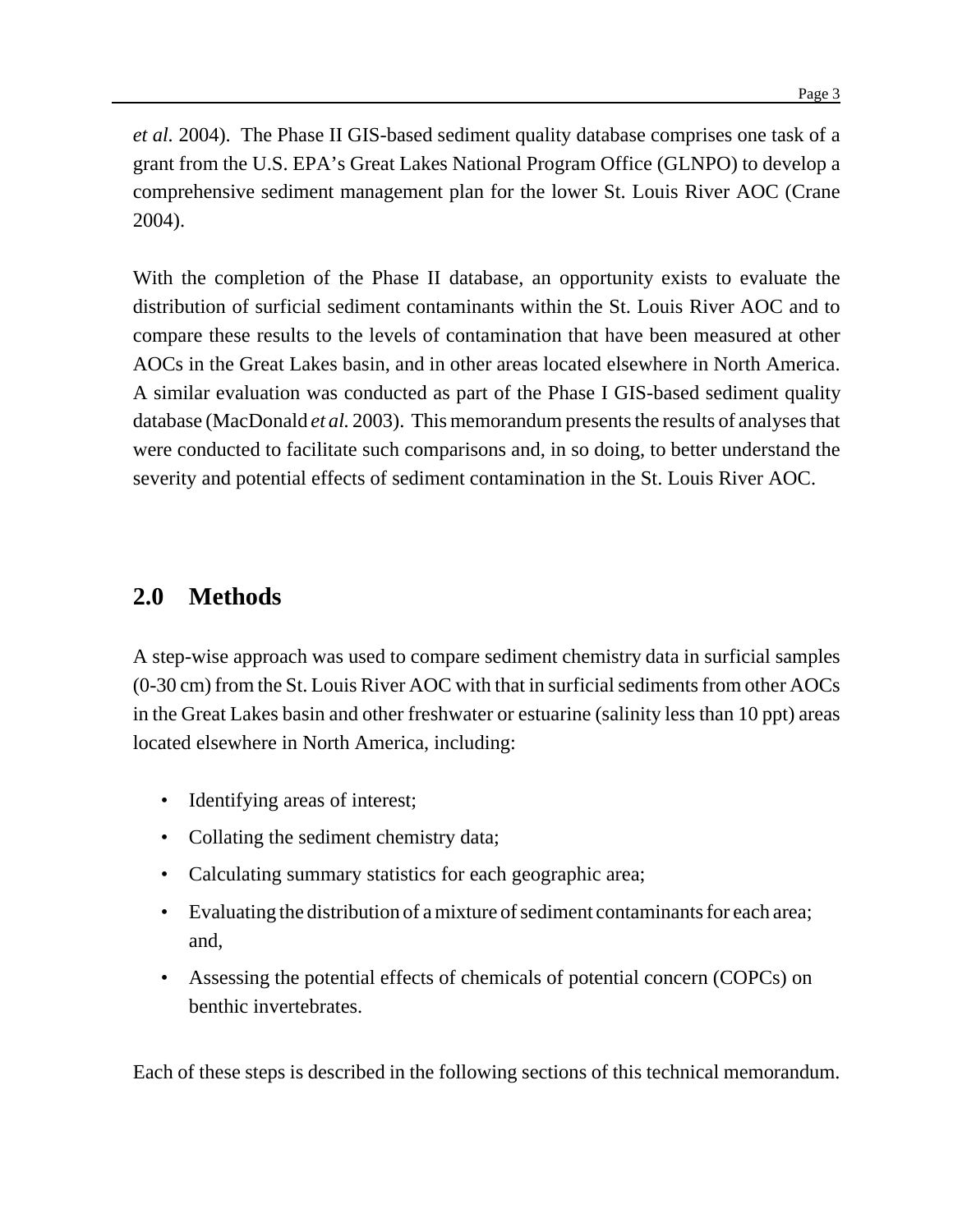*et al.* 2004). The Phase II GIS-based sediment quality database comprises one task of a grant from the U.S. EPA's Great Lakes National Program Office (GLNPO) to develop a comprehensive sediment management plan for the lower St. Louis River AOC (Crane 2004).

With the completion of the Phase II database, an opportunity exists to evaluate the distribution of surficial sediment contaminants within the St. Louis River AOC and to compare these results to the levels of contamination that have been measured at other AOCs in the Great Lakes basin, and in other areas located elsewhere in North America. A similar evaluation was conducted as part of the Phase I GIS-based sediment quality database (MacDonald *et al.* 2003). This memorandum presents the results of analyses that were conducted to facilitate such comparisons and, in so doing, to better understand the severity and potential effects of sediment contamination in the St. Louis River AOC.

## 2.0 Methods

A step-wise approach was used to compare sediment chemistry data in surficial samples (0-30 cm) from the St. Louis River AOC with that in surficial sediments from other AOCs in the Great Lakes basin and other freshwater or estuarine (salinity less than 10 ppt) areas located elsewhere in North America, including:

- Identifying areas of interest;
- Collating the sediment chemistry data;
- Calculating summary statistics for each geographic area;
- Evaluating the distribution of a mixture of sediment contaminants for each area; and,
- Assessing the potential effects of chemicals of potential concern (COPCs) on benthic invertebrates.

Each of these steps is described in the following sections of this technical memorandum.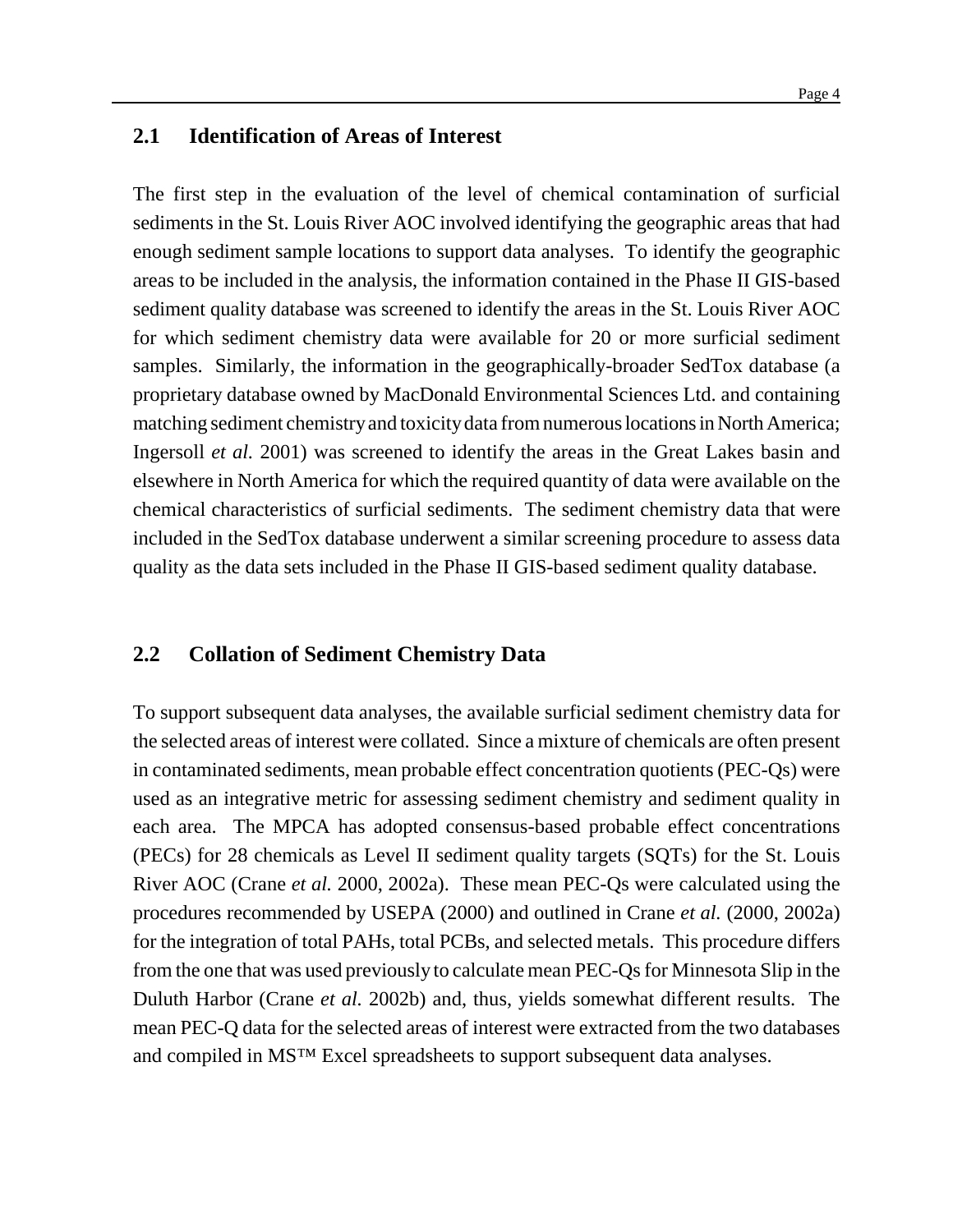## 2.1 Identification of Areas of Interest

The first step in the evaluation of the level of chemical contamination of surficial sediments in the St. Louis River AOC involved identifying the geographic areas that had enough sediment sample locations to support data analyses. To identify the geographic areas to be included in the analysis, the information contained in the Phase II GIS-based sediment quality database was screened to identify the areas in the St. Louis River AOC for which sediment chemistry data were available for 20 or more surficial sediment samples. Similarly, the information in the geographically-broader SedTox database (a proprietary database owned by MacDonald Environmental Sciences Ltd. and containing matching sediment chemistry and toxicity data from numerous locations in North America; Ingersoll *et al.* 2001) was screened to identify the areas in the Great Lakes basin and elsewhere in North America for which the required quantity of data were available on the chemical characteristics of surficial sediments. The sediment chemistry data that were included in the SedTox database underwent a similar screening procedure to assess data quality as the data sets included in the Phase II GIS-based sediment quality database.

## 2.2 Collation of Sediment Chemistry Data

To support subsequent data analyses, the available surficial sediment chemistry data for the selected areas of interest were collated. Since a mixture of chemicals are often present in contaminated sediments, mean probable effect concentration quotients (PEC-Qs) were used as an integrative metric for assessing sediment chemistry and sediment quality in each area. The MPCA has adopted consensus-based probable effect concentrations (PECs) for 28 chemicals as Level II sediment quality targets (SQTs) for the St. Louis River AOC (Crane *et al.* 2000, 2002a). These mean PEC-Qs were calculated using the procedures recommended by USEPA (2000) and outlined in Crane *et al.* (2000, 2002a) for the integration of total PAHs, total PCBs, and selected metals. This procedure differs from the one that was used previously to calculate mean PEC-Qs for Minnesota Slip in the Duluth Harbor (Crane *et al.* 2002b) and, thus, yields somewhat different results. The mean PEC-Q data for the selected areas of interest were extracted from the two databases and compiled in MS™ Excel spreadsheets to support subsequent data analyses.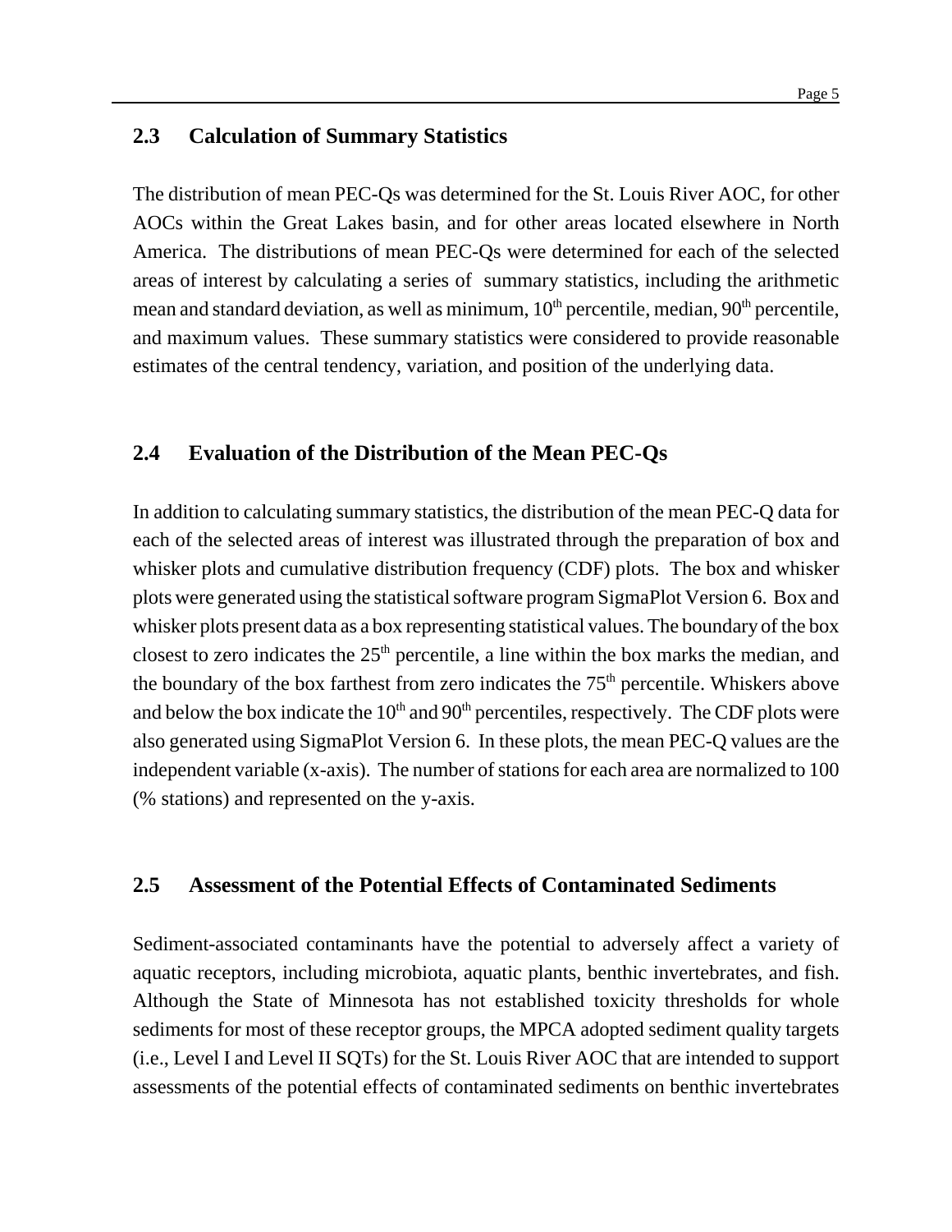## 2.3 Calculation of Summary Statistics

The distribution of mean PEC-Qs was determined for the St. Louis River AOC, for other AOCs within the Great Lakes basin, and for other areas located elsewhere in North America. The distributions of mean PEC-Qs were determined for each of the selected areas of interest by calculating a series of summary statistics, including the arithmetic mean and standard deviation, as well as minimum, $10^{th}$ percentile, median, $90^{th}$ percentile, and maximum values. These summary statistics were considered to provide reasonable estimates of the central tendency, variation, and position of the underlying data.

## 2.4 Evaluation of the Distribution of the Mean PEC-Qs

In addition to calculating summary statistics, the distribution of the mean PEC-Q data for each of the selected areas of interest was illustrated through the preparation of box and whisker plots and cumulative distribution frequency (CDF) plots. The box and whisker plots were generated using the statistical software program SigmaPlot Version 6. Box and whisker plots present data as a box representing statistical values. The boundary of the box closest to zero indicates the $25^{th}$ percentile, a line within the box marks the median, and the boundary of the box farthest from zero indicates the $75^{th}$ percentile. Whiskers above and below the box indicate the $10^{th}$ and $90^{th}$ percentiles, respectively. The CDF plots were also generated using SigmaPlot Version 6. In these plots, the mean PEC-Q values are the independent variable (x-axis). The number of stations for each area are normalized to 100 (% stations) and represented on the y-axis.

## 2.5 Assessment of the Potential Effects of Contaminated Sediments

Sediment-associated contaminants have the potential to adversely affect a variety of aquatic receptors, including microbiota, aquatic plants, benthic invertebrates, and fish. Although the State of Minnesota has not established toxicity thresholds for whole sediments for most of these receptor groups, the MPCA adopted sediment quality targets (i.e., Level I and Level II SQTs) for the St. Louis River AOC that are intended to support assessments of the potential effects of contaminated sediments on benthic invertebrates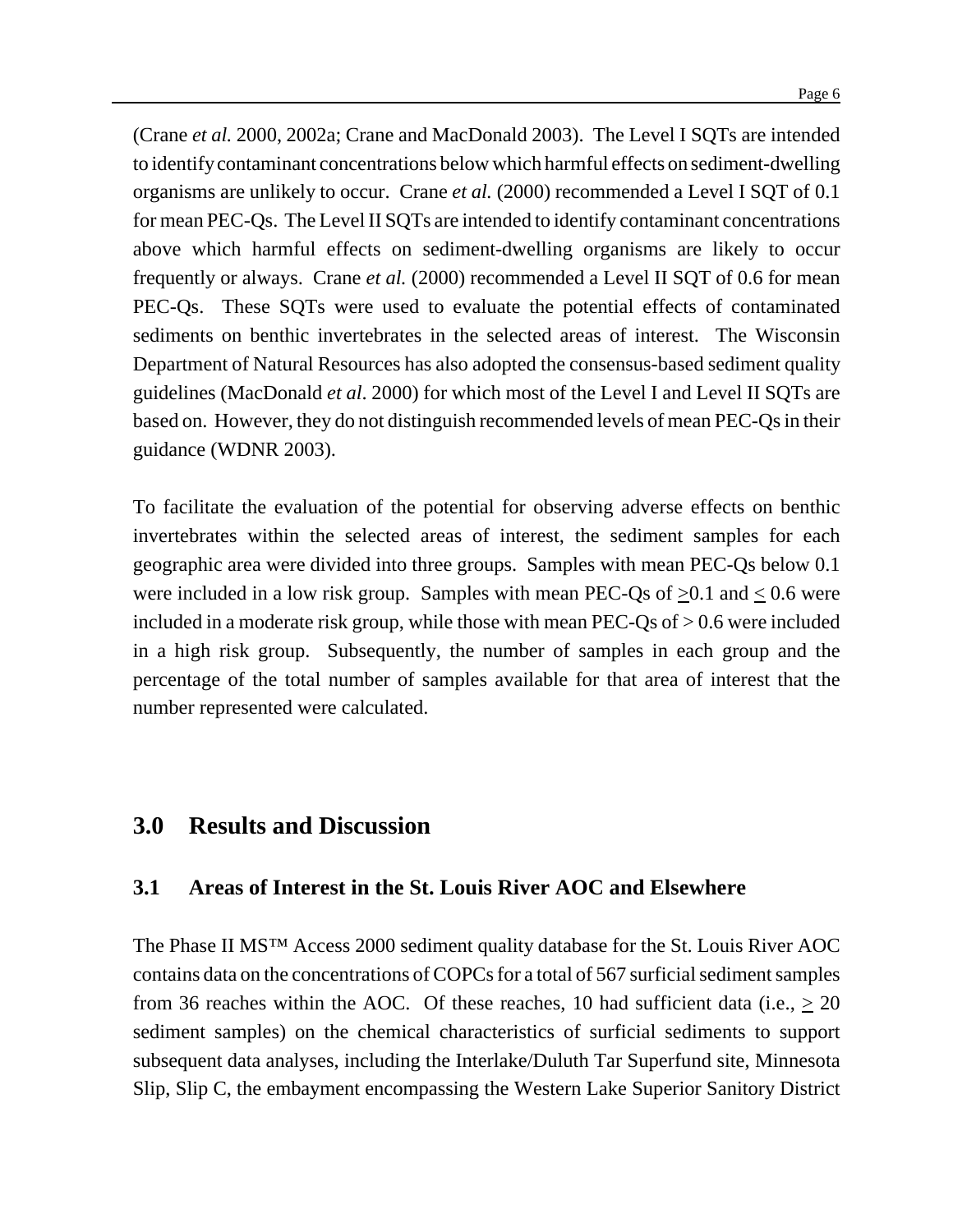(Crane *et al.* 2000, 2002a; Crane and MacDonald 2003). The Level I SQTs are intended to identify contaminant concentrations below which harmful effects on sediment-dwelling organisms are unlikely to occur. Crane *et al.* (2000) recommended a Level I SQT of 0.1 for mean PEC-Qs. The Level II SQTs are intended to identify contaminant concentrations above which harmful effects on sediment-dwelling organisms are likely to occur frequently or always. Crane *et al.* (2000) recommended a Level II SQT of 0.6 for mean PEC-Qs. These SQTs were used to evaluate the potential effects of contaminated sediments on benthic invertebrates in the selected areas of interest. The Wisconsin Department of Natural Resources has also adopted the consensus-based sediment quality guidelines (MacDonald *et al*. 2000) for which most of the Level I and Level II SQTs are based on. However, they do not distinguish recommended levels of mean PEC-Qs in their guidance (WDNR 2003).

To facilitate the evaluation of the potential for observing adverse effects on benthic invertebrates within the selected areas of interest, the sediment samples for each geographic area were divided into three groups. Samples with mean PEC-Qs below 0.1 were included in a low risk group. Samples with mean PEC-Qs of $\geq$0.1 and $\leq$ 0.6 were included in a moderate risk group, while those with mean PEC-Qs of > 0.6 were included in a high risk group. Subsequently, the number of samples in each group and the percentage of the total number of samples available for that area of interest that the number represented were calculated.

# 3.0 Results and Discussion

## 3.1 Areas of Interest in the St. Louis River AOC and Elsewhere

The Phase II MS™ Access 2000 sediment quality database for the St. Louis River AOC contains data on the concentrations of COPCs for a total of 567 surficial sediment samples from 36 reaches within the AOC. Of these reaches, 10 had sufficient data (i.e., $\geq$ 20 sediment samples) on the chemical characteristics of surficial sediments to support subsequent data analyses, including the Interlake/Duluth Tar Superfund site, Minnesota Slip, Slip C, the embayment encompassing the Western Lake Superior Sanitory District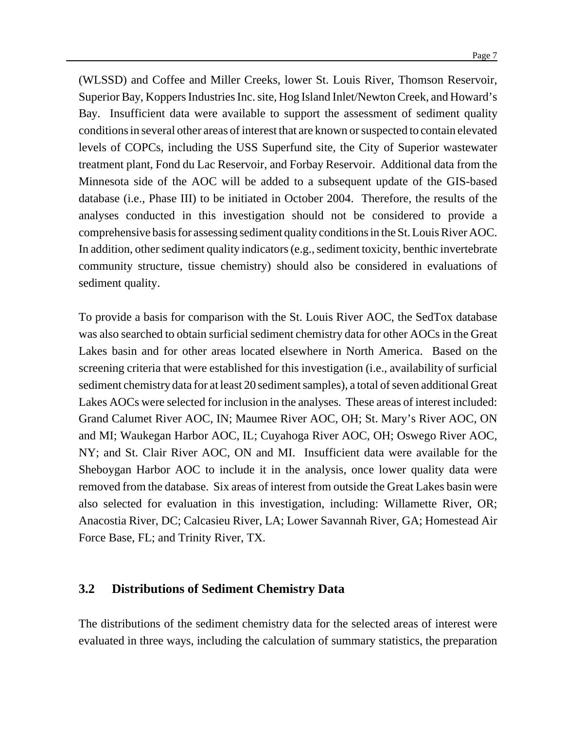(WLSSD) and Coffee and Miller Creeks, lower St. Louis River, Thomson Reservoir, Superior Bay, Koppers Industries Inc. site, Hog Island Inlet/Newton Creek, and Howard's Bay. Insufficient data were available to support the assessment of sediment quality conditions in several other areas of interest that are known or suspected to contain elevated levels of COPCs, including the USS Superfund site, the City of Superior wastewater treatment plant, Fond du Lac Reservoir, and Forbay Reservoir. Additional data from the Minnesota side of the AOC will be added to a subsequent update of the GIS-based database (i.e., Phase III) to be initiated in October 2004. Therefore, the results of the analyses conducted in this investigation should not be considered to provide a comprehensive basis for assessing sediment quality conditions in the St. Louis River AOC. In addition, other sediment quality indicators (e.g., sediment toxicity, benthic invertebrate community structure, tissue chemistry) should also be considered in evaluations of sediment quality.

To provide a basis for comparison with the St. Louis River AOC, the SedTox database was also searched to obtain surficial sediment chemistry data for other AOCs in the Great Lakes basin and for other areas located elsewhere in North America. Based on the screening criteria that were established for this investigation (i.e., availability of surficial sediment chemistry data for at least 20 sediment samples), a total of seven additional Great Lakes AOCs were selected for inclusion in the analyses. These areas of interest included: Grand Calumet River AOC, IN; Maumee River AOC, OH; St. Mary's River AOC, ON and MI; Waukegan Harbor AOC, IL; Cuyahoga River AOC, OH; Oswego River AOC, NY; and St. Clair River AOC, ON and MI. Insufficient data were available for the Sheboygan Harbor AOC to include it in the analysis, once lower quality data were removed from the database. Six areas of interest from outside the Great Lakes basin were also selected for evaluation in this investigation, including: Willamette River, OR; Anacostia River, DC; Calcasieu River, LA; Lower Savannah River, GA; Homestead Air Force Base, FL; and Trinity River, TX.

## 3.2 Distributions of Sediment Chemistry Data

The distributions of the sediment chemistry data for the selected areas of interest were evaluated in three ways, including the calculation of summary statistics, the preparation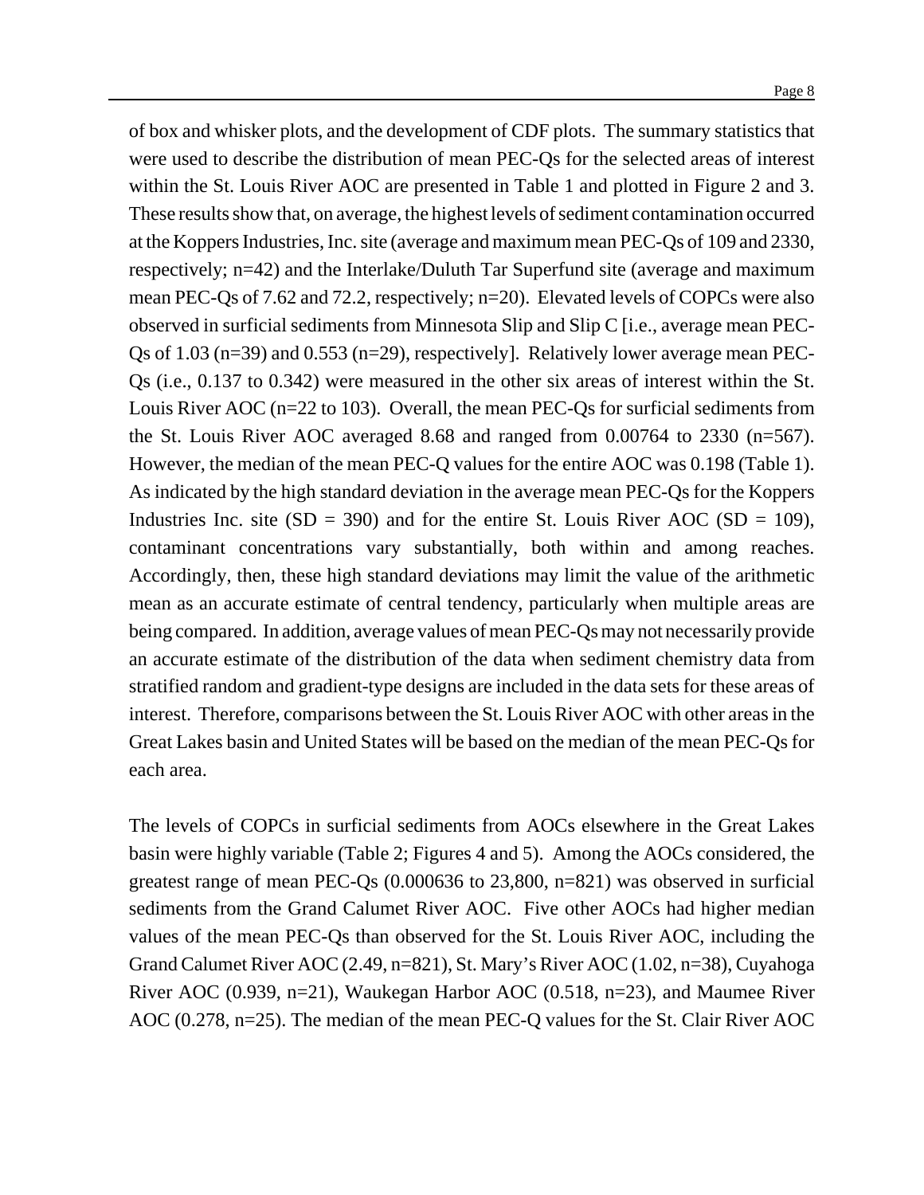of box and whisker plots, and the development of CDF plots. The summary statistics that were used to describe the distribution of mean PEC-Qs for the selected areas of interest within the St. Louis River AOC are presented in Table 1 and plotted in Figure 2 and 3. These results show that, on average, the highest levels of sediment contamination occurred at the Koppers Industries, Inc. site (average and maximum mean PEC-Qs of 109 and 2330, respectively; n=42) and the Interlake/Duluth Tar Superfund site (average and maximum mean PEC-Qs of 7.62 and 72.2, respectively; n=20). Elevated levels of COPCs were also observed in surficial sediments from Minnesota Slip and Slip C [i.e., average mean PEC-Qs of 1.03 (n=39) and 0.553 (n=29), respectively]. Relatively lower average mean PEC-Qs (i.e., 0.137 to 0.342) were measured in the other six areas of interest within the St. Louis River AOC (n=22 to 103). Overall, the mean PEC-Qs for surficial sediments from the St. Louis River AOC averaged 8.68 and ranged from 0.00764 to 2330 (n=567). However, the median of the mean PEC-Q values for the entire AOC was 0.198 (Table 1). As indicated by the high standard deviation in the average mean PEC-Qs for the Koppers Industries Inc. site (SD = 390) and for the entire St. Louis River AOC (SD = 109), contaminant concentrations vary substantially, both within and among reaches. Accordingly, then, these high standard deviations may limit the value of the arithmetic mean as an accurate estimate of central tendency, particularly when multiple areas are being compared. In addition, average values of mean PEC-Qs may not necessarily provide an accurate estimate of the distribution of the data when sediment chemistry data from stratified random and gradient-type designs are included in the data sets for these areas of interest. Therefore, comparisons between the St. Louis River AOC with other areas in the Great Lakes basin and United States will be based on the median of the mean PEC-Qs for each area.

The levels of COPCs in surficial sediments from AOCs elsewhere in the Great Lakes basin were highly variable (Table 2; Figures 4 and 5). Among the AOCs considered, the greatest range of mean PEC-Qs (0.000636 to 23,800, n=821) was observed in surficial sediments from the Grand Calumet River AOC. Five other AOCs had higher median values of the mean PEC-Qs than observed for the St. Louis River AOC, including the Grand Calumet River AOC (2.49, n=821), St. Mary's River AOC (1.02, n=38), Cuyahoga River AOC (0.939, n=21), Waukegan Harbor AOC (0.518, n=23), and Maumee River AOC (0.278, n=25). The median of the mean PEC-Q values for the St. Clair River AOC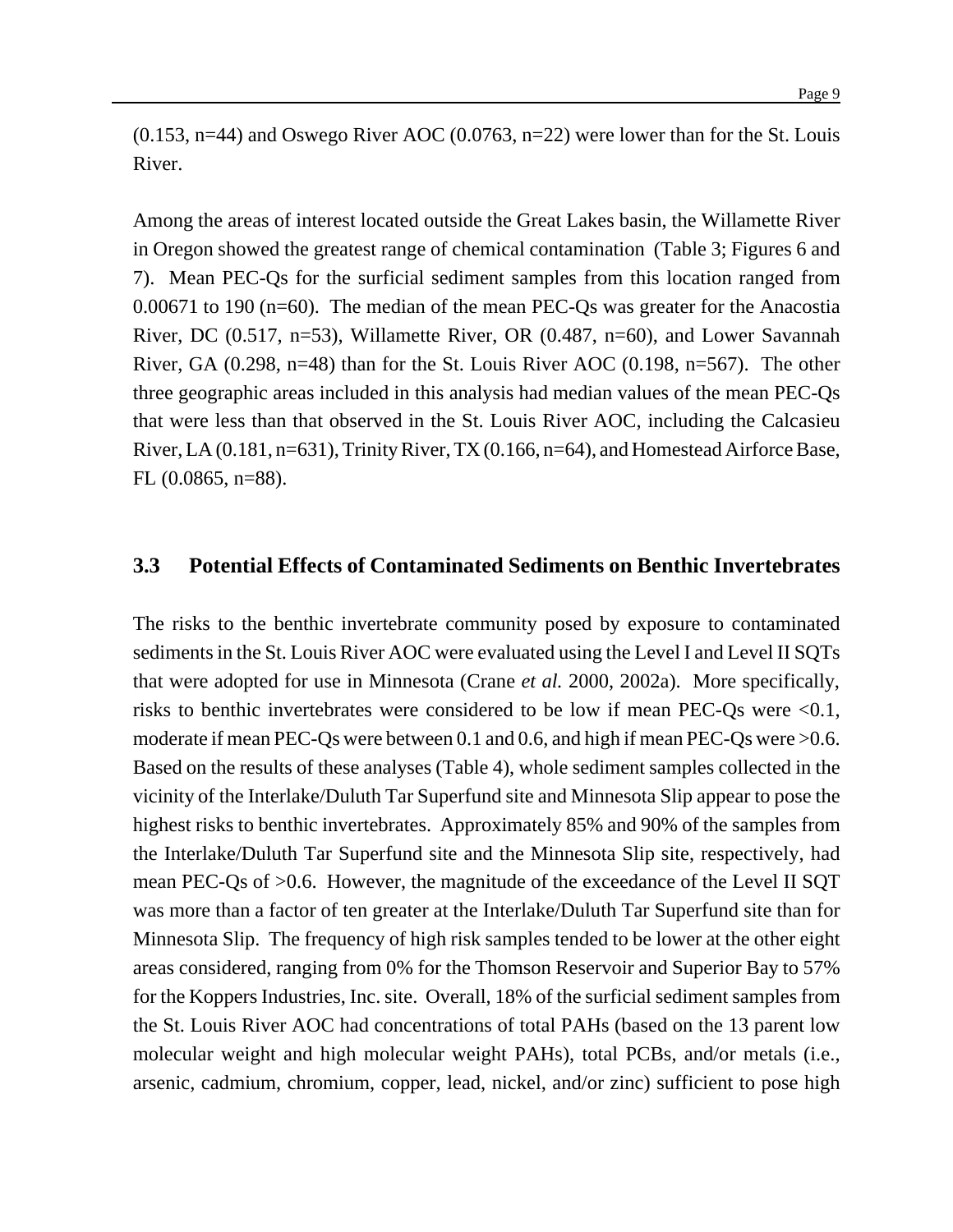(0.153, n=44) and Oswego River AOC (0.0763, n=22) were lower than for the St. Louis River.

Among the areas of interest located outside the Great Lakes basin, the Willamette River in Oregon showed the greatest range of chemical contamination (Table 3; Figures 6 and 7). Mean PEC-Qs for the surficial sediment samples from this location ranged from 0.00671 to 190 (n=60). The median of the mean PEC-Qs was greater for the Anacostia River, DC (0.517, n=53), Willamette River, OR (0.487, n=60), and Lower Savannah River, GA (0.298, n=48) than for the St. Louis River AOC (0.198, n=567). The other three geographic areas included in this analysis had median values of the mean PEC-Qs that were less than that observed in the St. Louis River AOC, including the Calcasieu River, LA (0.181, n=631), Trinity River, TX (0.166, n=64), and Homestead Airforce Base, FL (0.0865, n=88).

## 3.3 Potential Effects of Contaminated Sediments on Benthic Invertebrates

The risks to the benthic invertebrate community posed by exposure to contaminated sediments in the St. Louis River AOC were evaluated using the Level I and Level II SQTs that were adopted for use in Minnesota (Crane *et al.* 2000, 2002a). More specifically, risks to benthic invertebrates were considered to be low if mean PEC-Qs were <0.1, moderate if mean PEC-Qs were between 0.1 and 0.6, and high if mean PEC-Qs were >0.6. Based on the results of these analyses (Table 4), whole sediment samples collected in the vicinity of the Interlake/Duluth Tar Superfund site and Minnesota Slip appear to pose the highest risks to benthic invertebrates. Approximately 85% and 90% of the samples from the Interlake/Duluth Tar Superfund site and the Minnesota Slip site, respectively, had mean PEC-Qs of >0.6. However, the magnitude of the exceedance of the Level II SQT was more than a factor of ten greater at the Interlake/Duluth Tar Superfund site than for Minnesota Slip. The frequency of high risk samples tended to be lower at the other eight areas considered, ranging from 0% for the Thomson Reservoir and Superior Bay to 57% for the Koppers Industries, Inc. site. Overall, 18% of the surficial sediment samples from the St. Louis River AOC had concentrations of total PAHs (based on the 13 parent low molecular weight and high molecular weight PAHs), total PCBs, and/or metals (i.e., arsenic, cadmium, chromium, copper, lead, nickel, and/or zinc) sufficient to pose high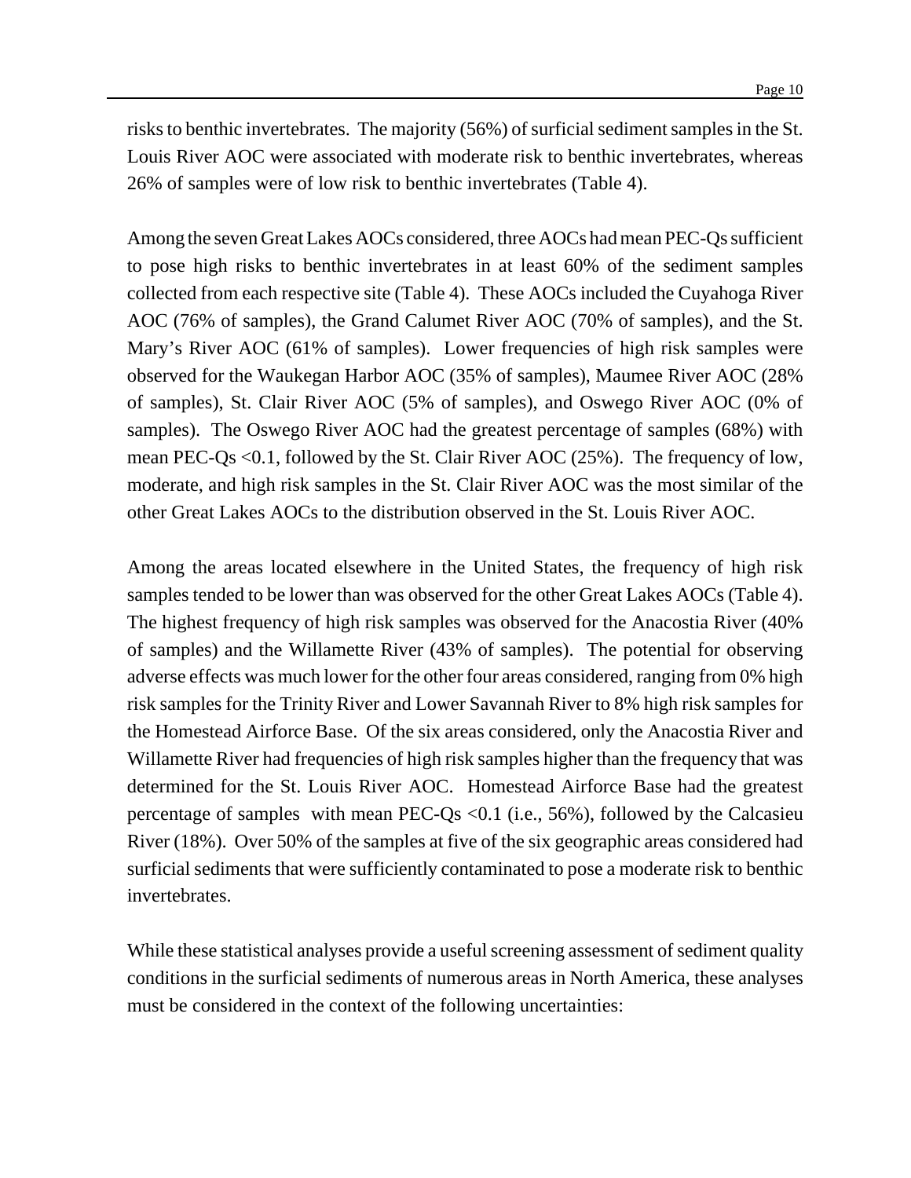risks to benthic invertebrates. The majority (56%) of surficial sediment samples in the St. Louis River AOC were associated with moderate risk to benthic invertebrates, whereas 26% of samples were of low risk to benthic invertebrates (Table 4).

Among the seven Great Lakes AOCs considered, three AOCs had mean PEC-Qs sufficient to pose high risks to benthic invertebrates in at least 60% of the sediment samples collected from each respective site (Table 4). These AOCs included the Cuyahoga River AOC (76% of samples), the Grand Calumet River AOC (70% of samples), and the St. Mary's River AOC (61% of samples). Lower frequencies of high risk samples were observed for the Waukegan Harbor AOC (35% of samples), Maumee River AOC (28% of samples), St. Clair River AOC (5% of samples), and Oswego River AOC (0% of samples). The Oswego River AOC had the greatest percentage of samples (68%) with mean PEC-Qs <0.1, followed by the St. Clair River AOC (25%). The frequency of low, moderate, and high risk samples in the St. Clair River AOC was the most similar of the other Great Lakes AOCs to the distribution observed in the St. Louis River AOC.

Among the areas located elsewhere in the United States, the frequency of high risk samples tended to be lower than was observed for the other Great Lakes AOCs (Table 4). The highest frequency of high risk samples was observed for the Anacostia River (40% of samples) and the Willamette River (43% of samples). The potential for observing adverse effects was much lower for the other four areas considered, ranging from 0% high risk samples for the Trinity River and Lower Savannah River to 8% high risk samples for the Homestead Airforce Base. Of the six areas considered, only the Anacostia River and Willamette River had frequencies of high risk samples higher than the frequency that was determined for the St. Louis River AOC. Homestead Airforce Base had the greatest percentage of samples with mean PEC-Qs <0.1 (i.e., 56%), followed by the Calcasieu River (18%). Over 50% of the samples at five of the six geographic areas considered had surficial sediments that were sufficiently contaminated to pose a moderate risk to benthic invertebrates.

While these statistical analyses provide a useful screening assessment of sediment quality conditions in the surficial sediments of numerous areas in North America, these analyses must be considered in the context of the following uncertainties: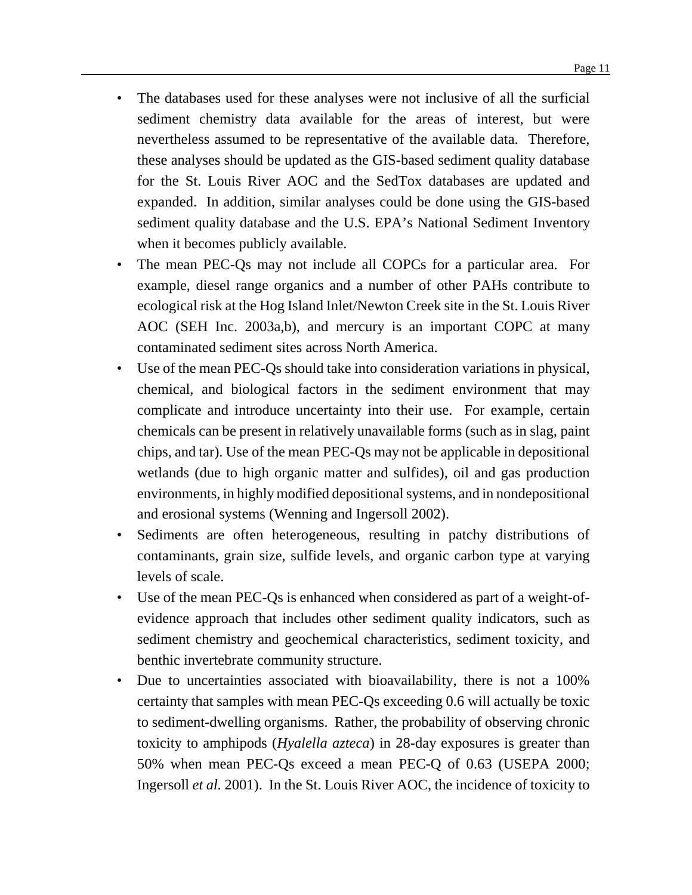- The databases used for these analyses were not inclusive of all the surficial sediment chemistry data available for the areas of interest, but were nevertheless assumed to be representative of the available data. Therefore, these analyses should be updated as the GIS-based sediment quality database for the St. Louis River AOC and the SedTox databases are updated and expanded. In addition, similar analyses could be done using the GIS-based sediment quality database and the U.S. EPA's National Sediment Inventory when it becomes publicly available.
- The mean PEC-Qs may not include all COPCs for a particular area. For example, diesel range organics and a number of other PAHs contribute to ecological risk at the Hog Island Inlet/Newton Creek site in the St. Louis River AOC (SEH Inc. 2003a,b), and mercury is an important COPC at many contaminated sediment sites across North America.
- Use of the mean PEC-Qs should take into consideration variations in physical, chemical, and biological factors in the sediment environment that may complicate and introduce uncertainty into their use. For example, certain chemicals can be present in relatively unavailable forms (such as in slag, paint chips, and tar). Use of the mean PEC-Qs may not be applicable in depositional wetlands (due to high organic matter and sulfides), oil and gas production environments, in highly modified depositional systems, and in nondepositional and erosional systems (Wenning and Ingersoll 2002).
- Sediments are often heterogeneous, resulting in patchy distributions of contaminants, grain size, sulfide levels, and organic carbon type at varying levels of scale.
- Use of the mean PEC-Qs is enhanced when considered as part of a weight-of-evidence approach that includes other sediment quality indicators, such as sediment chemistry and geochemical characteristics, sediment toxicity, and benthic invertebrate community structure.
- Due to uncertainties associated with bioavailability, there is not a 100% certainty that samples with mean PEC-Qs exceeding 0.6 will actually be toxic to sediment-dwelling organisms. Rather, the probability of observing chronic toxicity to amphipods (*Hyalella azteca*) in 28-day exposures is greater than 50% when mean PEC-Qs exceed a mean PEC-Q of 0.63 (USEPA 2000; Ingersoll *et al.* 2001). In the St. Louis River AOC, the incidence of toxicity to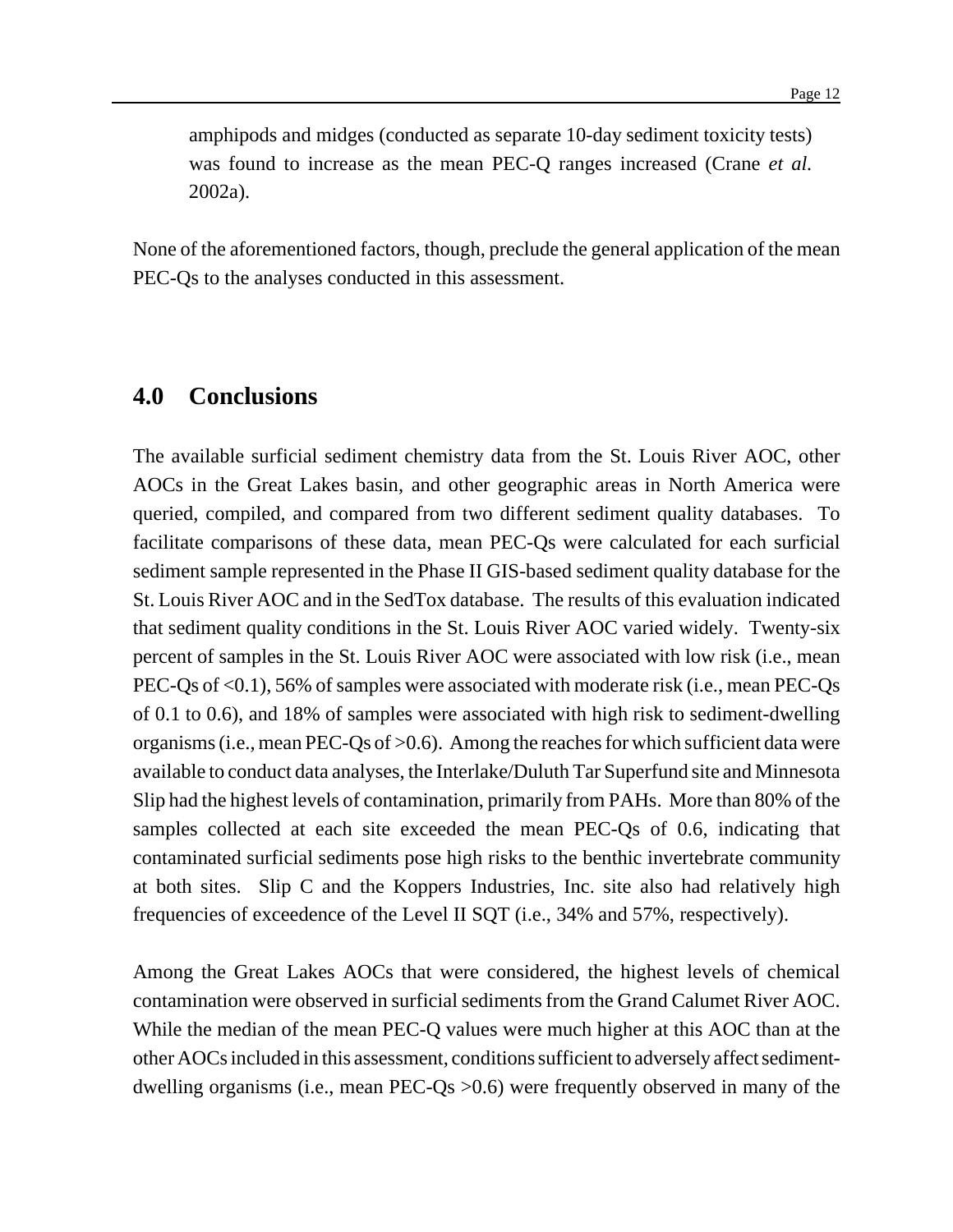amphipods and midges (conducted as separate 10-day sediment toxicity tests) was found to increase as the mean PEC-Q ranges increased (Crane *et al.* 2002a).

None of the aforementioned factors, though, preclude the general application of the mean PEC-Qs to the analyses conducted in this assessment.

## 4.0 Conclusions

The available surficial sediment chemistry data from the St. Louis River AOC, other AOCs in the Great Lakes basin, and other geographic areas in North America were queried, compiled, and compared from two different sediment quality databases. To facilitate comparisons of these data, mean PEC-Qs were calculated for each surficial sediment sample represented in the Phase II GIS-based sediment quality database for the St. Louis River AOC and in the SedTox database. The results of this evaluation indicated that sediment quality conditions in the St. Louis River AOC varied widely. Twenty-six percent of samples in the St. Louis River AOC were associated with low risk (i.e., mean PEC-Qs of <0.1), 56% of samples were associated with moderate risk (i.e., mean PEC-Qs of 0.1 to 0.6), and 18% of samples were associated with high risk to sediment-dwelling organisms (i.e., mean PEC-Qs of >0.6). Among the reaches for which sufficient data were available to conduct data analyses, the Interlake/Duluth Tar Superfund site and Minnesota Slip had the highest levels of contamination, primarily from PAHs. More than 80% of the samples collected at each site exceeded the mean PEC-Qs of 0.6, indicating that contaminated surficial sediments pose high risks to the benthic invertebrate community at both sites. Slip C and the Koppers Industries, Inc. site also had relatively high frequencies of exceedence of the Level II SQT (i.e., 34% and 57%, respectively).

Among the Great Lakes AOCs that were considered, the highest levels of chemical contamination were observed in surficial sediments from the Grand Calumet River AOC. While the median of the mean PEC-Q values were much higher at this AOC than at the other AOCs included in this assessment, conditions sufficient to adversely affect sediment-dwelling organisms (i.e., mean PEC-Qs >0.6) were frequently observed in many of the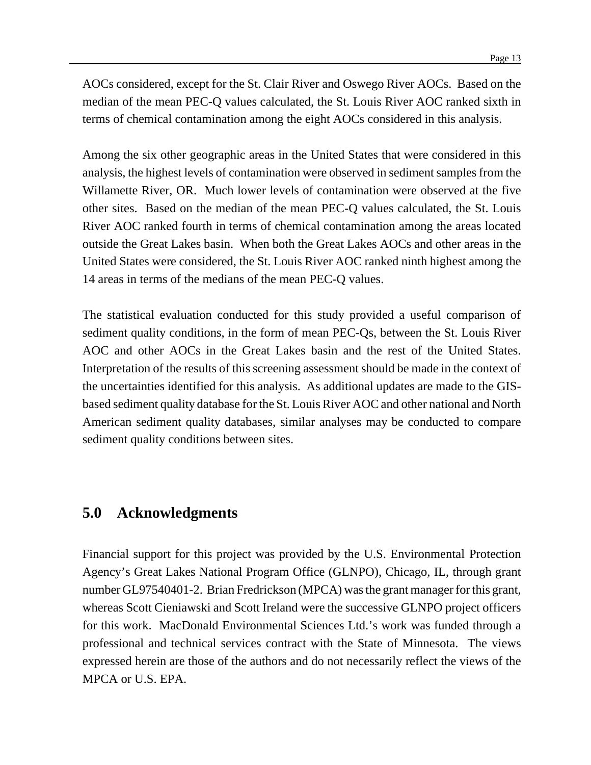AOCs considered, except for the St. Clair River and Oswego River AOCs. Based on the median of the mean PEC-Q values calculated, the St. Louis River AOC ranked sixth in terms of chemical contamination among the eight AOCs considered in this analysis.

Among the six other geographic areas in the United States that were considered in this analysis, the highest levels of contamination were observed in sediment samples from the Willamette River, OR. Much lower levels of contamination were observed at the five other sites. Based on the median of the mean PEC-Q values calculated, the St. Louis River AOC ranked fourth in terms of chemical contamination among the areas located outside the Great Lakes basin. When both the Great Lakes AOCs and other areas in the United States were considered, the St. Louis River AOC ranked ninth highest among the 14 areas in terms of the medians of the mean PEC-Q values.

The statistical evaluation conducted for this study provided a useful comparison of sediment quality conditions, in the form of mean PEC-Qs, between the St. Louis River AOC and other AOCs in the Great Lakes basin and the rest of the United States. Interpretation of the results of this screening assessment should be made in the context of the uncertainties identified for this analysis. As additional updates are made to the GIS-based sediment quality database for the St. Louis River AOC and other national and North American sediment quality databases, similar analyses may be conducted to compare sediment quality conditions between sites.

## 5.0 Acknowledgments

Financial support for this project was provided by the U.S. Environmental Protection Agency's Great Lakes National Program Office (GLNPO), Chicago, IL, through grant number GL97540401-2. Brian Fredrickson (MPCA) was the grant manager for this grant, whereas Scott Cieniawski and Scott Ireland were the successive GLNPO project officers for this work. MacDonald Environmental Sciences Ltd.'s work was funded through a professional and technical services contract with the State of Minnesota. The views expressed herein are those of the authors and do not necessarily reflect the views of the MPCA or U.S. EPA.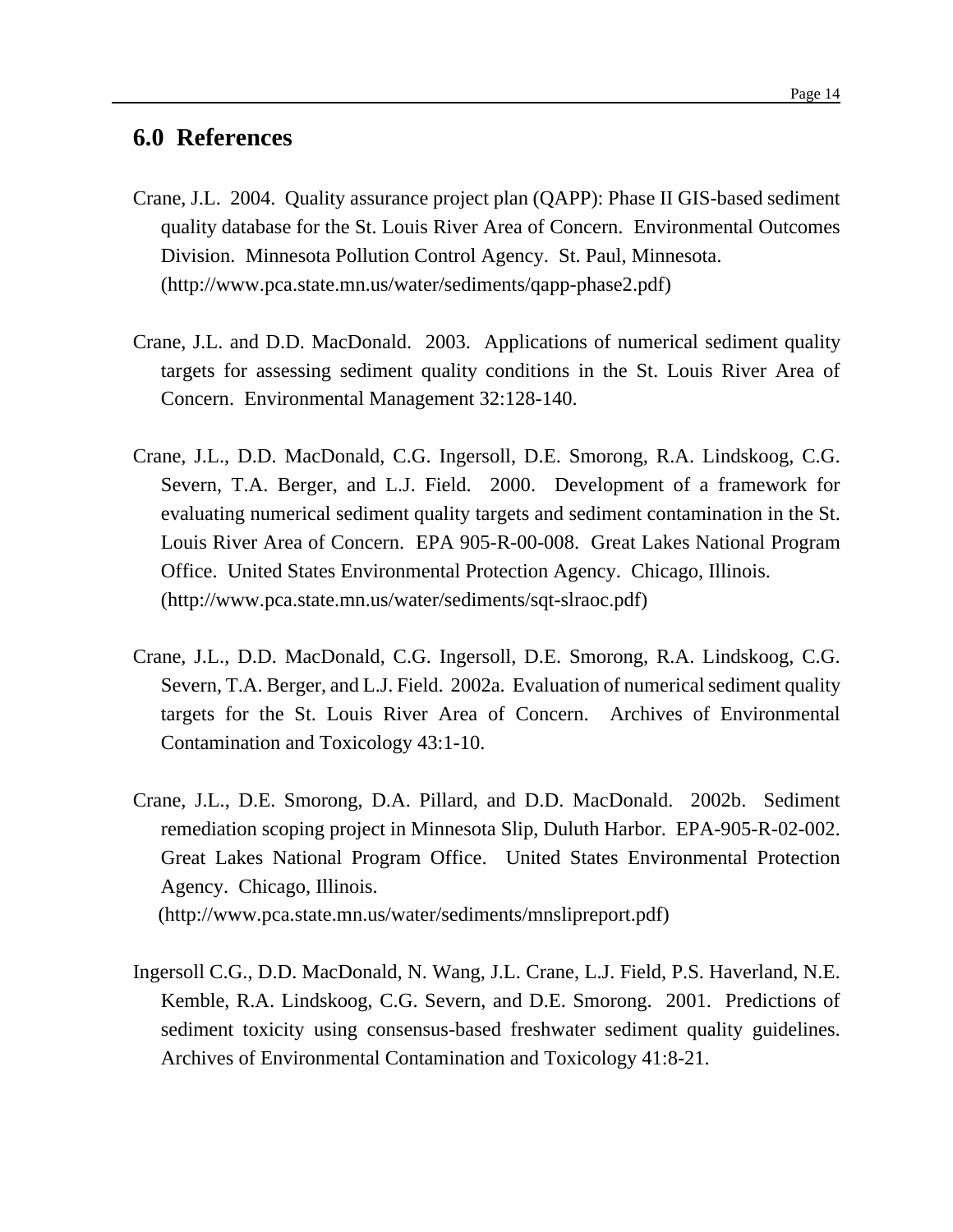## 6.0 References

Crane, J.L. 2004. Quality assurance project plan (QAPP): Phase II GIS-based sediment quality database for the St. Louis River Area of Concern. Environmental Outcomes Division. Minnesota Pollution Control Agency. St. Paul, Minnesota. (http://www.pca.state.mn.us/water/sediments/qapp-phase2.pdf)

Crane, J.L. and D.D. MacDonald. 2003. Applications of numerical sediment quality targets for assessing sediment quality conditions in the St. Louis River Area of Concern. Environmental Management 32:128-140.

Crane, J.L., D.D. MacDonald, C.G. Ingersoll, D.E. Smorong, R.A. Lindskoog, C.G. Severn, T.A. Berger, and L.J. Field. 2000. Development of a framework for evaluating numerical sediment quality targets and sediment contamination in the St. Louis River Area of Concern. EPA 905-R-00-008. Great Lakes National Program Office. United States Environmental Protection Agency. Chicago, Illinois. (http://www.pca.state.mn.us/water/sediments/sqt-slraoc.pdf)

Crane, J.L., D.D. MacDonald, C.G. Ingersoll, D.E. Smorong, R.A. Lindskoog, C.G. Severn, T.A. Berger, and L.J. Field. 2002a. Evaluation of numerical sediment quality targets for the St. Louis River Area of Concern. Archives of Environmental Contamination and Toxicology 43:1-10.

Crane, J.L., D.E. Smorong, D.A. Pillard, and D.D. MacDonald. 2002b. Sediment remediation scoping project in Minnesota Slip, Duluth Harbor. EPA-905-R-02-002. Great Lakes National Program Office. United States Environmental Protection Agency. Chicago, Illinois. (http://www.pca.state.mn.us/water/sediments/mnslipreport.pdf)

Ingersoll C.G., D.D. MacDonald, N. Wang, J.L. Crane, L.J. Field, P.S. Haverland, N.E. Kemble, R.A. Lindskoog, C.G. Severn, and D.E. Smorong. 2001. Predictions of sediment toxicity using consensus-based freshwater sediment quality guidelines. Archives of Environmental Contamination and Toxicology 41:8-21.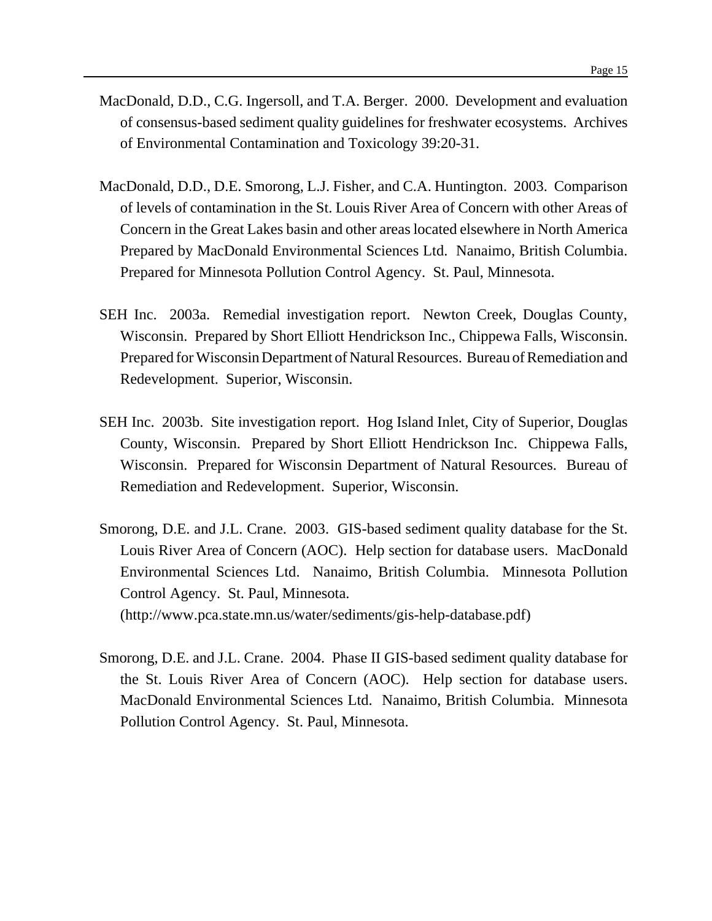MacDonald, D.D., C.G. Ingersoll, and T.A. Berger. 2000. Development and evaluation of consensus-based sediment quality guidelines for freshwater ecosystems. Archives of Environmental Contamination and Toxicology 39:20-31.

MacDonald, D.D., D.E. Smorong, L.J. Fisher, and C.A. Huntington. 2003. Comparison of levels of contamination in the St. Louis River Area of Concern with other Areas of Concern in the Great Lakes basin and other areas located elsewhere in North America Prepared by MacDonald Environmental Sciences Ltd. Nanaimo, British Columbia. Prepared for Minnesota Pollution Control Agency. St. Paul, Minnesota.

SEH Inc. 2003a. Remedial investigation report. Newton Creek, Douglas County, Wisconsin. Prepared by Short Elliott Hendrickson Inc., Chippewa Falls, Wisconsin. Prepared for Wisconsin Department of Natural Resources. Bureau of Remediation and Redevelopment. Superior, Wisconsin.

SEH Inc. 2003b. Site investigation report. Hog Island Inlet, City of Superior, Douglas County, Wisconsin. Prepared by Short Elliott Hendrickson Inc. Chippewa Falls, Wisconsin. Prepared for Wisconsin Department of Natural Resources. Bureau of Remediation and Redevelopment. Superior, Wisconsin.

Smorong, D.E. and J.L. Crane. 2003. GIS-based sediment quality database for the St. Louis River Area of Concern (AOC). Help section for database users. MacDonald Environmental Sciences Ltd. Nanaimo, British Columbia. Minnesota Pollution Control Agency. St. Paul, Minnesota. (http://www.pca.state.mn.us/water/sediments/gis-help-database.pdf)

Smorong, D.E. and J.L. Crane. 2004. Phase II GIS-based sediment quality database for the St. Louis River Area of Concern (AOC). Help section for database users. MacDonald Environmental Sciences Ltd. Nanaimo, British Columbia. Minnesota Pollution Control Agency. St. Paul, Minnesota.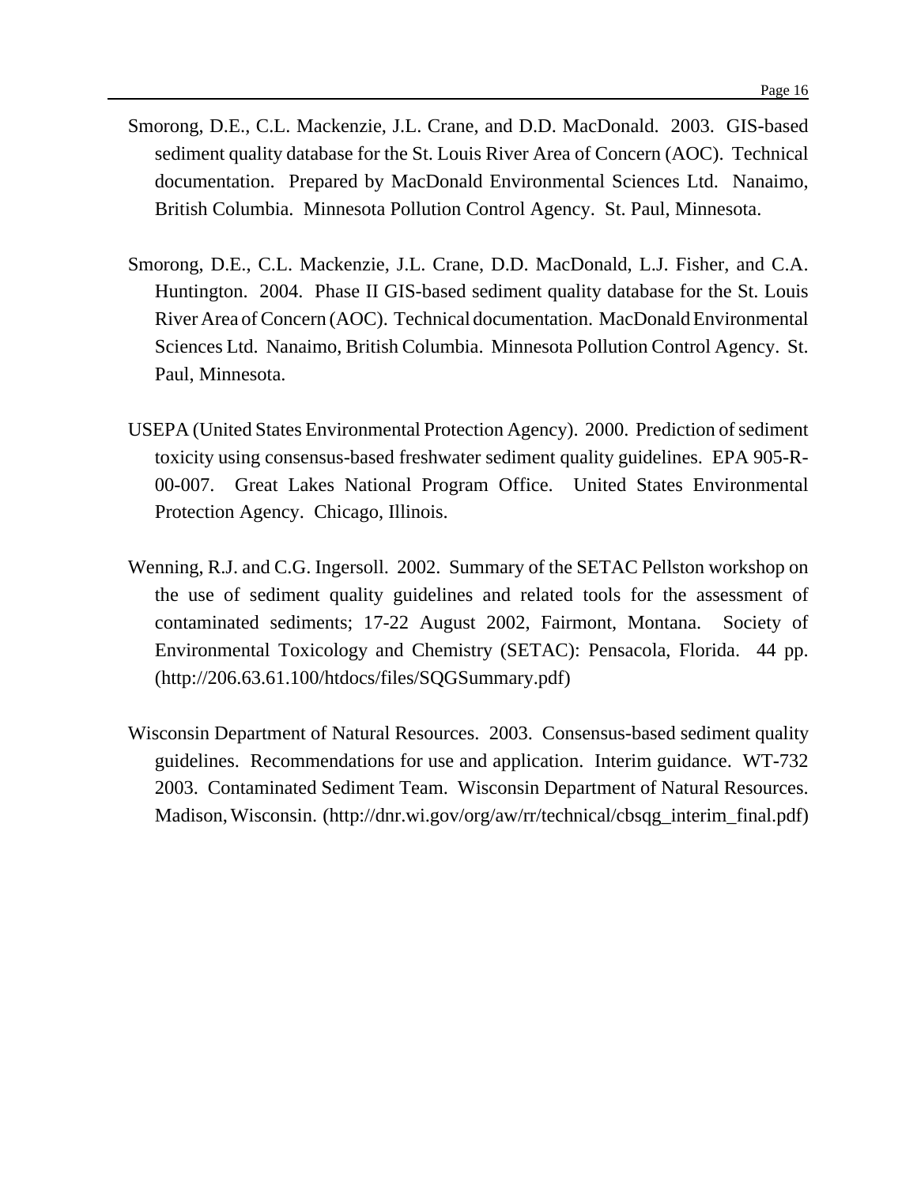Smorong, D.E., C.L. Mackenzie, J.L. Crane, and D.D. MacDonald. 2003. GIS-based sediment quality database for the St. Louis River Area of Concern (AOC). Technical documentation. Prepared by MacDonald Environmental Sciences Ltd. Nanaimo, British Columbia. Minnesota Pollution Control Agency. St. Paul, Minnesota.

Smorong, D.E., C.L. Mackenzie, J.L. Crane, D.D. MacDonald, L.J. Fisher, and C.A. Huntington. 2004. Phase II GIS-based sediment quality database for the St. Louis River Area of Concern (AOC). Technical documentation. MacDonald Environmental Sciences Ltd. Nanaimo, British Columbia. Minnesota Pollution Control Agency. St. Paul, Minnesota.

USEPA (United States Environmental Protection Agency). 2000. Prediction of sediment toxicity using consensus-based freshwater sediment quality guidelines. EPA 905-R-00-007. Great Lakes National Program Office. United States Environmental Protection Agency. Chicago, Illinois.

Wenning, R.J. and C.G. Ingersoll. 2002. Summary of the SETAC Pellston workshop on the use of sediment quality guidelines and related tools for the assessment of contaminated sediments; 17-22 August 2002, Fairmont, Montana. Society of Environmental Toxicology and Chemistry (SETAC): Pensacola, Florida. 44 pp. (http://206.63.61.100/htdocs/files/SQGSummary.pdf)

Wisconsin Department of Natural Resources. 2003. Consensus-based sediment quality guidelines. Recommendations for use and application. Interim guidance. WT-732 2003. Contaminated Sediment Team. Wisconsin Department of Natural Resources. Madison, Wisconsin. (http://dnr.wi.gov/org/aw/rr/technical/cbsqg_interim_final.pdf)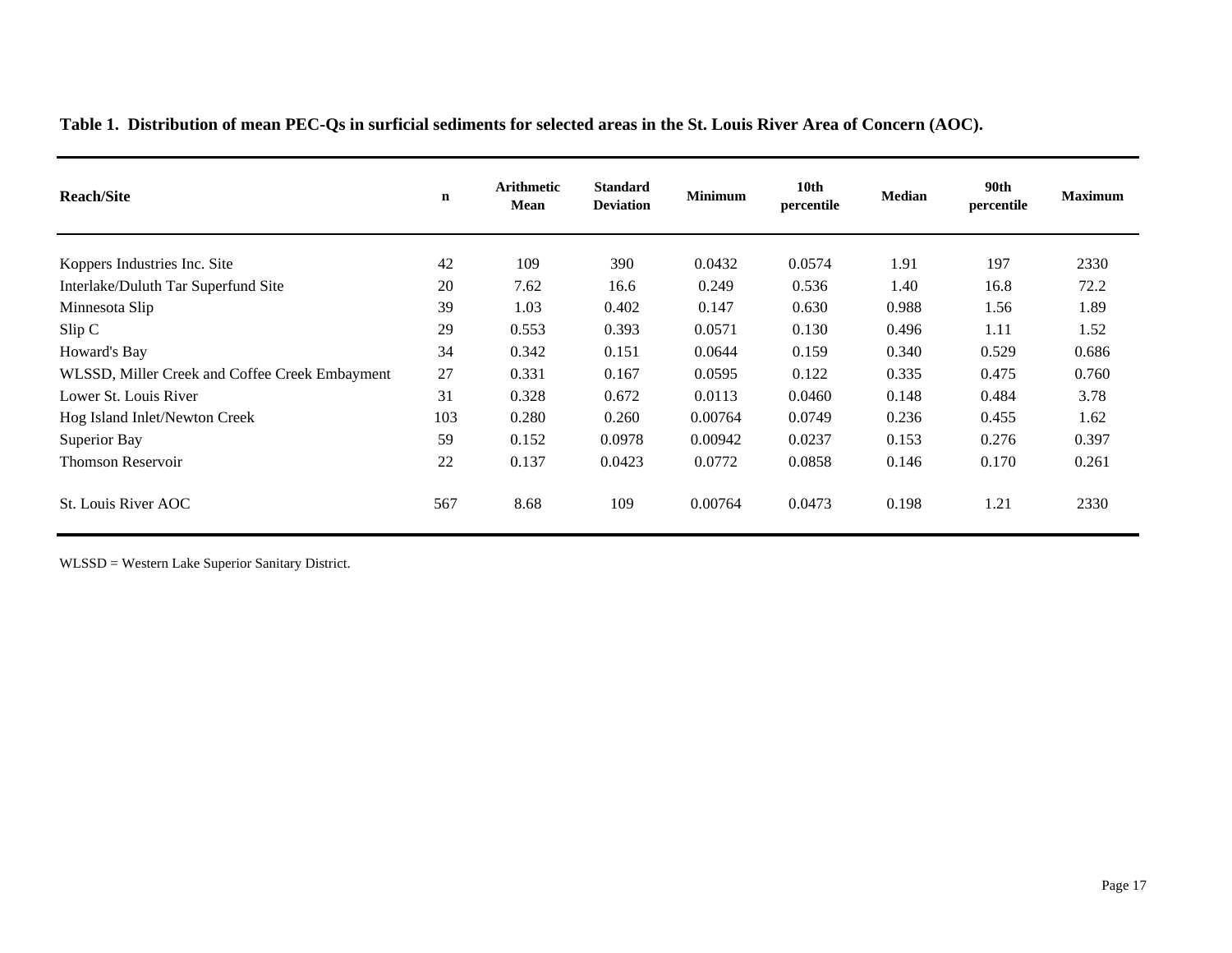**Table 1. Distribution of mean PEC-Qs in surficial sediments for selected areas in the St. Louis River Area of Concern (AOC).**

| Reach/Site | n | Arithmetic Mean | Standard Deviation | Minimum | 10th percentile | Median | 90th percentile | Maximum |
|---|---|---|---|---|---|---|---|---|
| Koppers Industries Inc. Site | 42 | 109 | 390 | 0.0432 | 0.0574 | 1.91 | 197 | 2330 |
| Interlake/Duluth Tar Superfund Site | 20 | 7.62 | 16.6 | 0.249 | 0.536 | 1.40 | 16.8 | 72.2 |
| Minnesota Slip | 39 | 1.03 | 0.402 | 0.147 | 0.630 | 0.988 | 1.56 | 1.89 |
| Slip C | 29 | 0.553 | 0.393 | 0.0571 | 0.130 | 0.496 | 1.11 | 1.52 |
| Howard's Bay | 34 | 0.342 | 0.151 | 0.0644 | 0.159 | 0.340 | 0.529 | 0.686 |
| WLSSD, Miller Creek and Coffee Creek Embayment | 27 | 0.331 | 0.167 | 0.0595 | 0.122 | 0.335 | 0.475 | 0.760 |
| Lower St. Louis River | 31 | 0.328 | 0.672 | 0.0113 | 0.0460 | 0.148 | 0.484 | 3.78 |
| Hog Island Inlet/Newton Creek | 103 | 0.280 | 0.260 | 0.00764 | 0.0749 | 0.236 | 0.455 | 1.62 |
| Superior Bay | 59 | 0.152 | 0.0978 | 0.00942 | 0.0237 | 0.153 | 0.276 | 0.397 |
| Thomson Reservoir | 22 | 0.137 | 0.0423 | 0.0772 | 0.0858 | 0.146 | 0.170 | 0.261 |
| St. Louis River AOC | 567 | 8.68 | 109 | 0.00764 | 0.0473 | 0.198 | 1.21 | 2330 |

WLSSD = Western Lake Superior Sanitary District.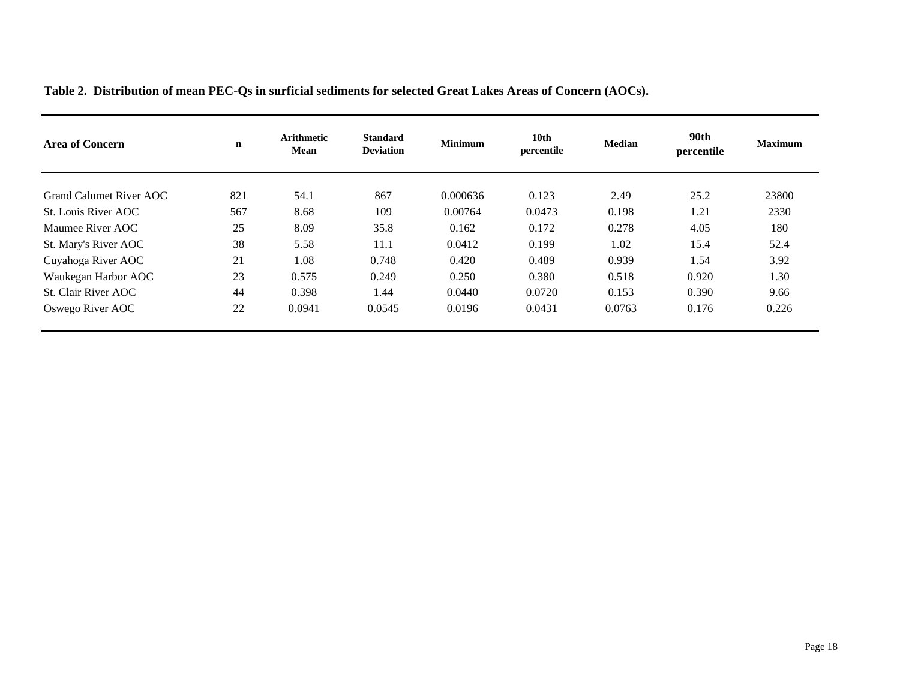**Table 2. Distribution of mean PEC-Qs in surficial sediments for selected Great Lakes Areas of Concern (AOCs).**

| Area of Concern | n | Arithmetic Mean | Standard Deviation | Minimum | 10th percentile | Median | 90th percentile | Maximum |
|---|---|---|---|---|---|---|---|---|
| Grand Calumet River AOC | 821 | 54.1 | 867 | 0.000636 | 0.123 | 2.49 | 25.2 | 23800 |
| St. Louis River AOC | 567 | 8.68 | 109 | 0.00764 | 0.0473 | 0.198 | 1.21 | 2330 |
| Maumee River AOC | 25 | 8.09 | 35.8 | 0.162 | 0.172 | 0.278 | 4.05 | 180 |
| St. Mary's River AOC | 38 | 5.58 | 11.1 | 0.0412 | 0.199 | 1.02 | 15.4 | 52.4 |
| Cuyahoga River AOC | 21 | 1.08 | 0.748 | 0.420 | 0.489 | 0.939 | 1.54 | 3.92 |
| Waukegan Harbor AOC | 23 | 0.575 | 0.249 | 0.250 | 0.380 | 0.518 | 0.920 | 1.30 |
| St. Clair River AOC | 44 | 0.398 | 1.44 | 0.0440 | 0.0720 | 0.153 | 0.390 | 9.66 |
| Oswego River AOC | 22 | 0.0941 | 0.0545 | 0.0196 | 0.0431 | 0.0763 | 0.176 | 0.226 |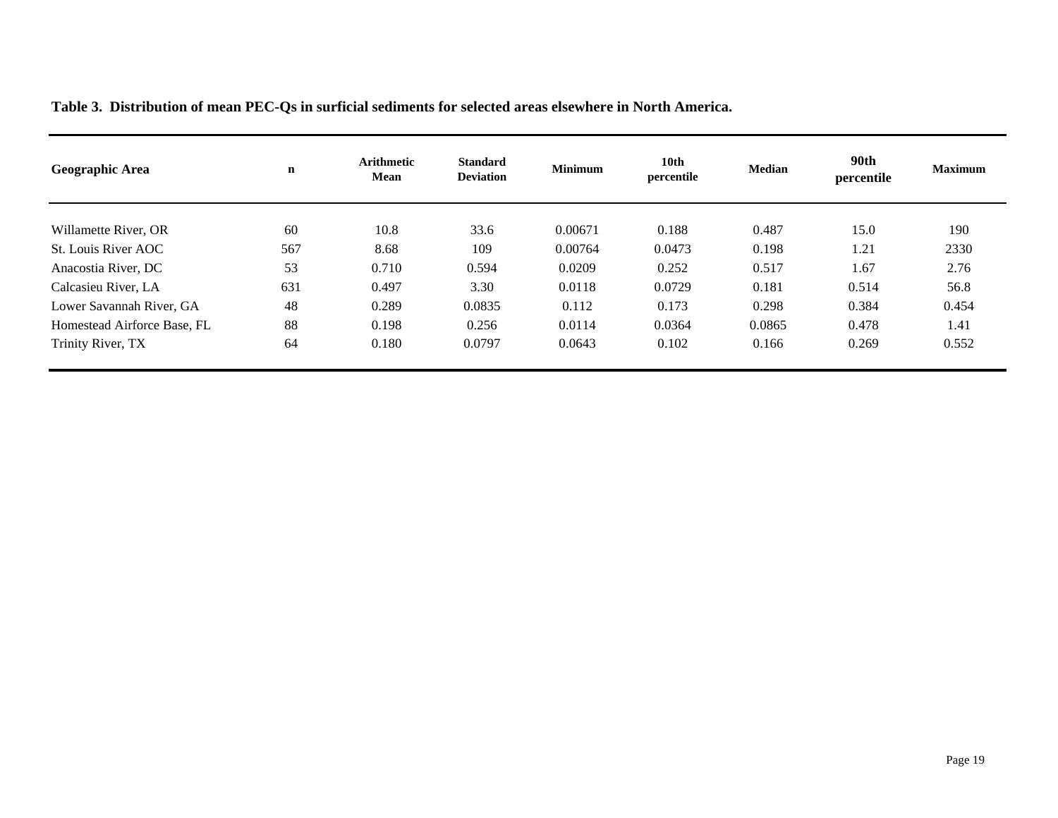**Table 3. Distribution of mean PEC-Qs in surficial sediments for selected areas elsewhere in North America.**

| Geographic Area | n | Arithmetic Mean | Standard Deviation | Minimum | 10th percentile | Median | 90th percentile | Maximum |
|---|---|---|---|---|---|---|---|---|
| Willamette River, OR | 60 | 10.8 | 33.6 | 0.00671 | 0.188 | 0.487 | 15.0 | 190 |
| St. Louis River AOC | 567 | 8.68 | 109 | 0.00764 | 0.0473 | 0.198 | 1.21 | 2330 |
| Anacostia River, DC | 53 | 0.710 | 0.594 | 0.0209 | 0.252 | 0.517 | 1.67 | 2.76 |
| Calcasieu River, LA | 631 | 0.497 | 3.30 | 0.0118 | 0.0729 | 0.181 | 0.514 | 56.8 |
| Lower Savannah River, GA | 48 | 0.289 | 0.0835 | 0.112 | 0.173 | 0.298 | 0.384 | 0.454 |
| Homestead Airforce Base, FL | 88 | 0.198 | 0.256 | 0.0114 | 0.0364 | 0.0865 | 0.478 | 1.41 |
| Trinity River, TX | 64 | 0.180 | 0.0797 | 0.0643 | 0.102 | 0.166 | 0.269 | 0.552 |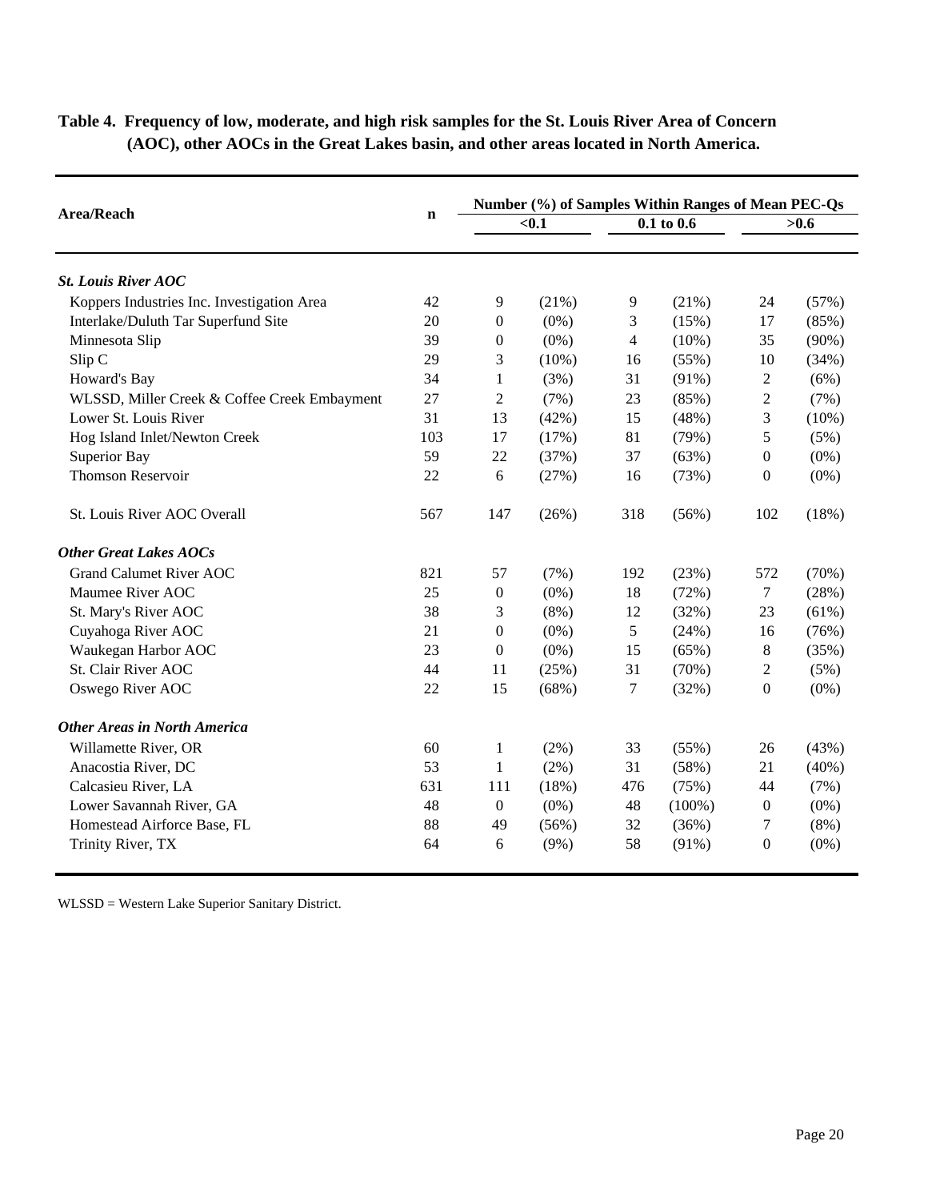**Table 4. Frequency of low, moderate, and high risk samples for the St. Louis River Area of Concern (AOC), other AOCs in the Great Lakes basin, and other areas located in North America.**

| Area/Reach | n | Number (%) of Samples Within Ranges of Mean PEC-Qs | | | | | |
|---|---|---|---|---|---|---|---|
| | | <0.1 | | 0.1 to 0.6 | | >0.6 | |
| ***St. Louis River AOC*** | | | | | | | |
| Koppers Industries Inc. Investigation Area | 42 | 9 | (21%) | 9 | (21%) | 24 | (57%) |
| Interlake/Duluth Tar Superfund Site | 20 | 0 | (0%) | 3 | (15%) | 17 | (85%) |
| Minnesota Slip | 39 | 0 | (0%) | 4 | (10%) | 35 | (90%) |
| Slip C | 29 | 3 | (10%) | 16 | (55%) | 10 | (34%) |
| Howard's Bay | 34 | 1 | (3%) | 31 | (91%) | 2 | (6%) |
| WLSSD, Miller Creek & Coffee Creek Embayment | 27 | 2 | (7%) | 23 | (85%) | 2 | (7%) |
| Lower St. Louis River | 31 | 13 | (42%) | 15 | (48%) | 3 | (10%) |
| Hog Island Inlet/Newton Creek | 103 | 17 | (17%) | 81 | (79%) | 5 | (5%) |
| Superior Bay | 59 | 22 | (37%) | 37 | (63%) | 0 | (0%) |
| Thomson Reservoir | 22 | 6 | (27%) | 16 | (73%) | 0 | (0%) |
| St. Louis River AOC Overall | 567 | 147 | (26%) | 318 | (56%) | 102 | (18%) |
| ***Other Great Lakes AOCs*** | | | | | | | |
| Grand Calumet River AOC | 821 | 57 | (7%) | 192 | (23%) | 572 | (70%) |
| Maumee River AOC | 25 | 0 | (0%) | 18 | (72%) | 7 | (28%) |
| St. Mary's River AOC | 38 | 3 | (8%) | 12 | (32%) | 23 | (61%) |
| Cuyahoga River AOC | 21 | 0 | (0%) | 5 | (24%) | 16 | (76%) |
| Waukegan Harbor AOC | 23 | 0 | (0%) | 15 | (65%) | 8 | (35%) |
| St. Clair River AOC | 44 | 11 | (25%) | 31 | (70%) | 2 | (5%) |
| Oswego River AOC | 22 | 15 | (68%) | 7 | (32%) | 0 | (0%) |
| ***Other Areas in North America*** | | | | | | | |
| Willamette River, OR | 60 | 1 | (2%) | 33 | (55%) | 26 | (43%) |
| Anacostia River, DC | 53 | 1 | (2%) | 31 | (58%) | 21 | (40%) |
| Calcasieu River, LA | 631 | 111 | (18%) | 476 | (75%) | 44 | (7%) |
| Lower Savannah River, GA | 48 | 0 | (0%) | 48 | (100%) | 0 | (0%) |
| Homestead Airforce Base, FL | 88 | 49 | (56%) | 32 | (36%) | 7 | (8%) |
| Trinity River, TX | 64 | 6 | (9%) | 58 | (91%) | 0 | (0%) |

WLSSD = Western Lake Superior Sanitary District.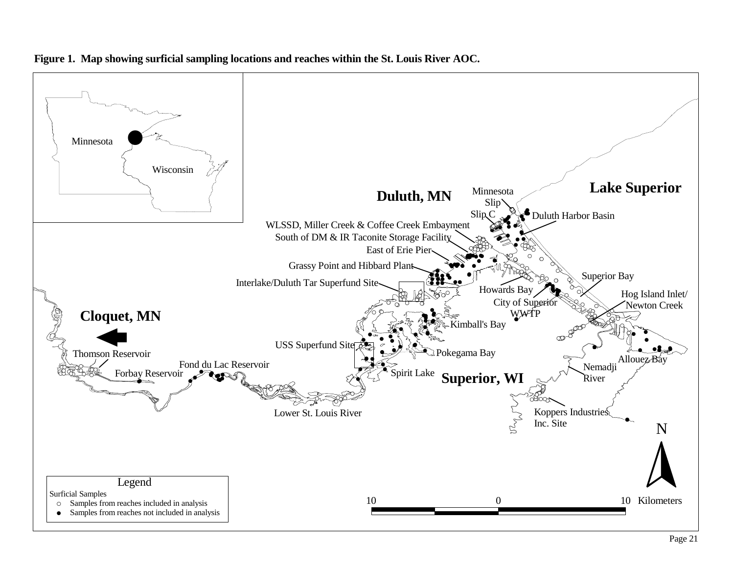**Figure 1. Map showing surficial sampling locations and reaches within the St. Louis River AOC.**

Minnesota

Wisconsin

Lake Superior

Duluth, MN

Minnesota Slip

Slip C

Duluth Harbor Basin

WLSSD, Miller Creek & Coffee Creek Embayment

South of DM & IR Taconite Storage Facility

East of Erie Pier

Grassy Point and Hibbard Plant

Interlake/Duluth Tar Superfund Site

Superior Bay

Howards Bay

City of Superior WWTP

Hog Island Inlet/ Newton Creek

Cloquet, MN

Kimball's Bay

USS Superfund Site

Pokegama Bay

Thomson Reservoir

Fond du Lac Reservoir

Forbay Reservoir

Spirit Lake

Superior, WI

Nemadji River

Allouez Bay

Lower St. Louis River

Koppers Industries Inc. Site

N

Legend

Surficial Samples

- ○ Samples from reaches included in analysis
- ● Samples from reaches not included in analysis

10 0 10 Kilometers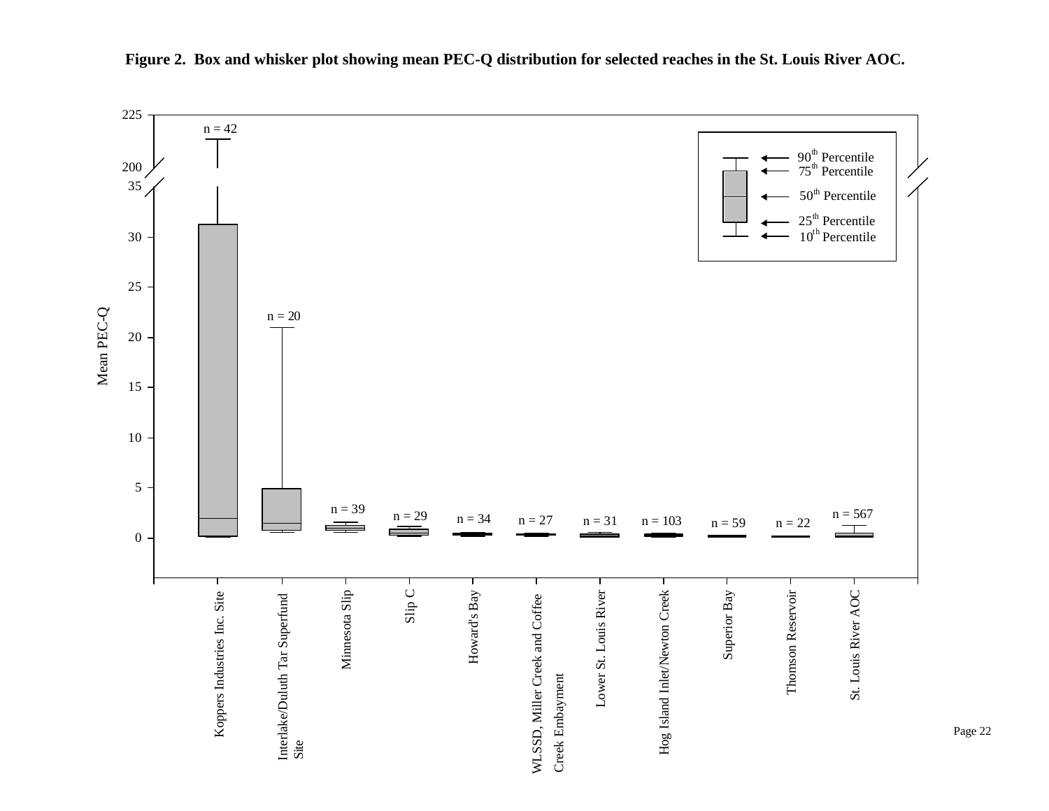**Figure 2. Box and whisker plot showing mean PEC-Q distribution for selected reaches in the St. Louis River AOC.**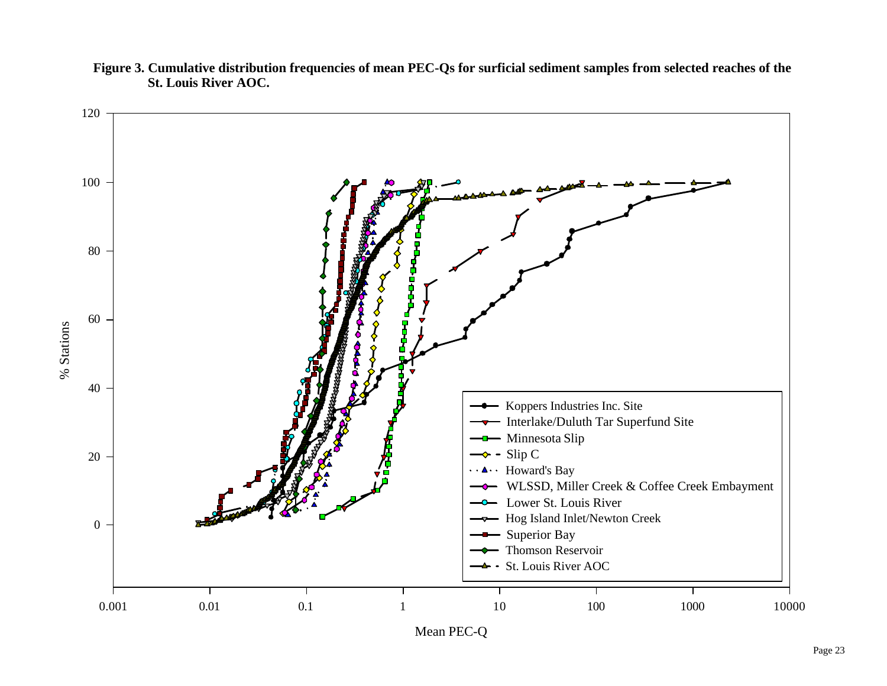**Figure 3. Cumulative distribution frequencies of mean PEC-Qs for surficial sediment samples from selected reaches of the St. Louis River AOC.**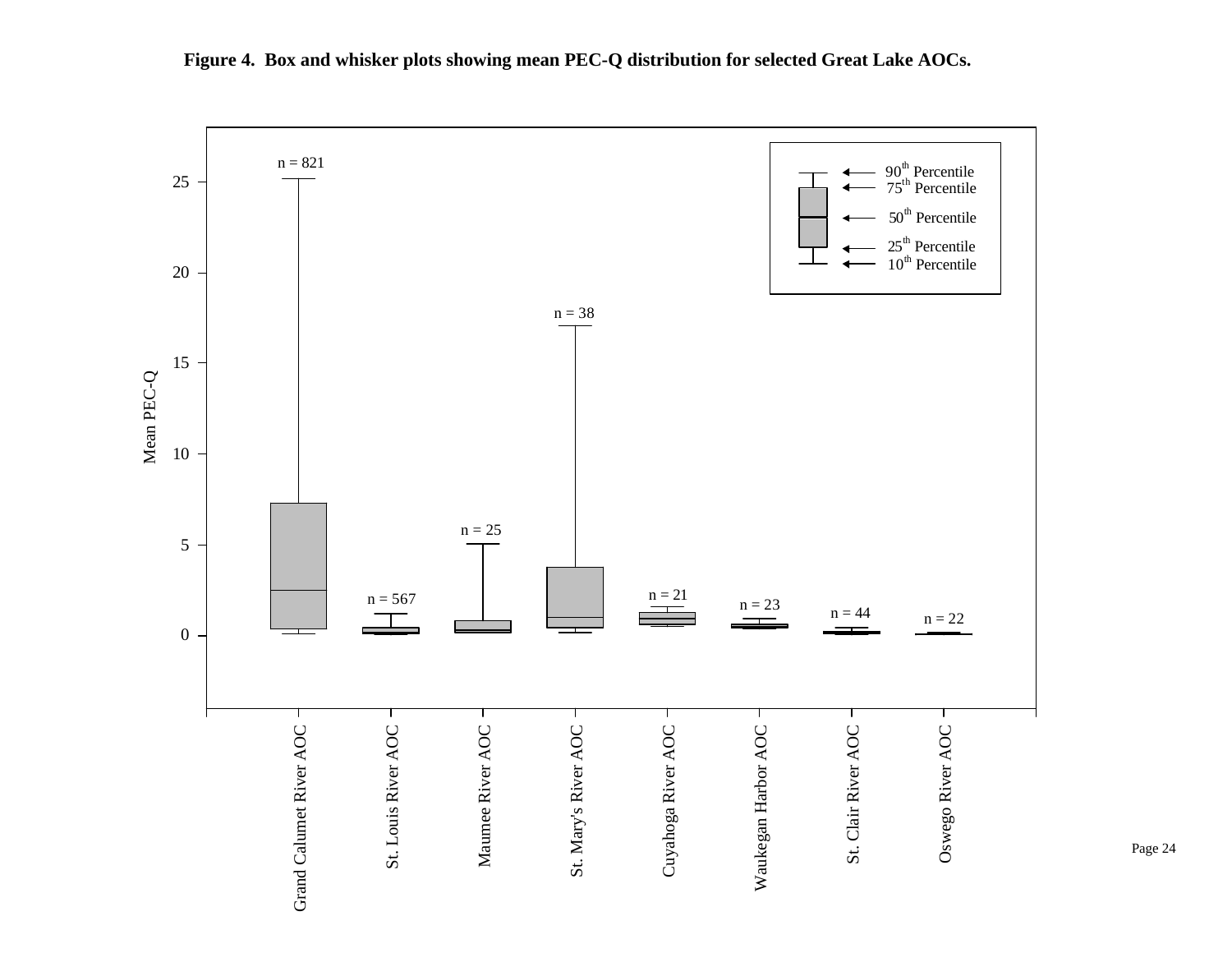**Figure 4. Box and whisker plots showing mean PEC-Q distribution for selected Great Lake AOCs.**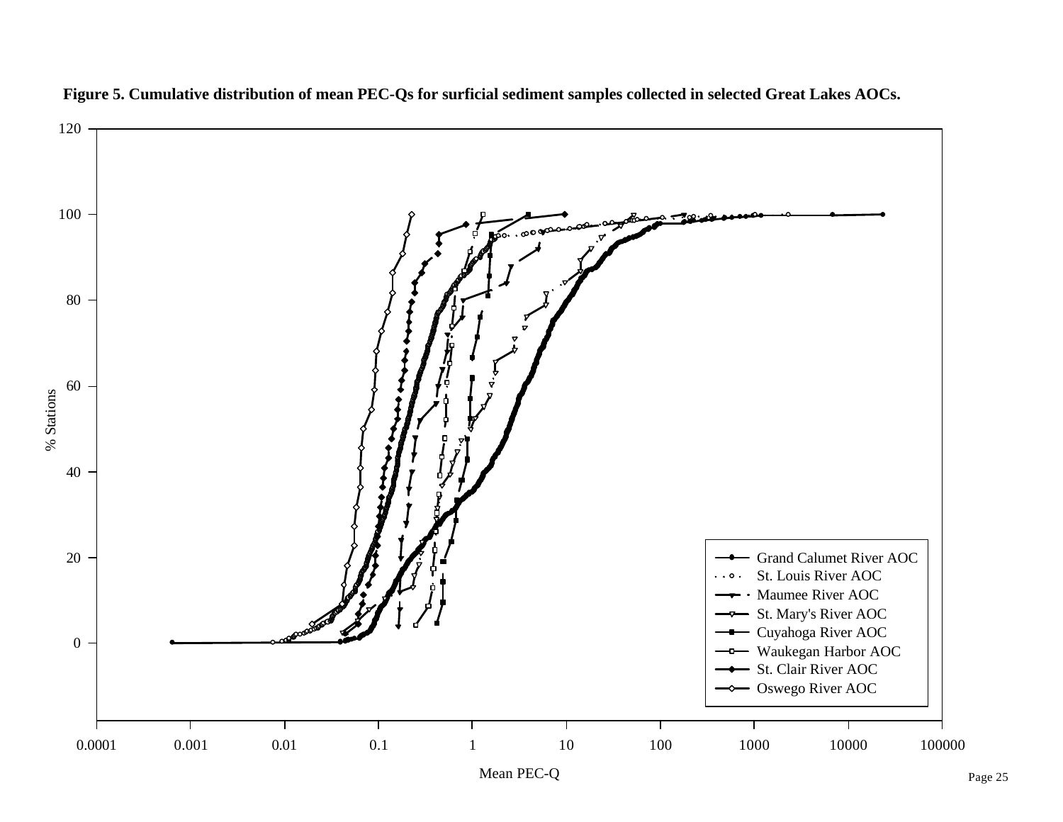**Figure 5. Cumulative distribution of mean PEC-Qs for surficial sediment samples collected in selected Great Lakes AOCs.**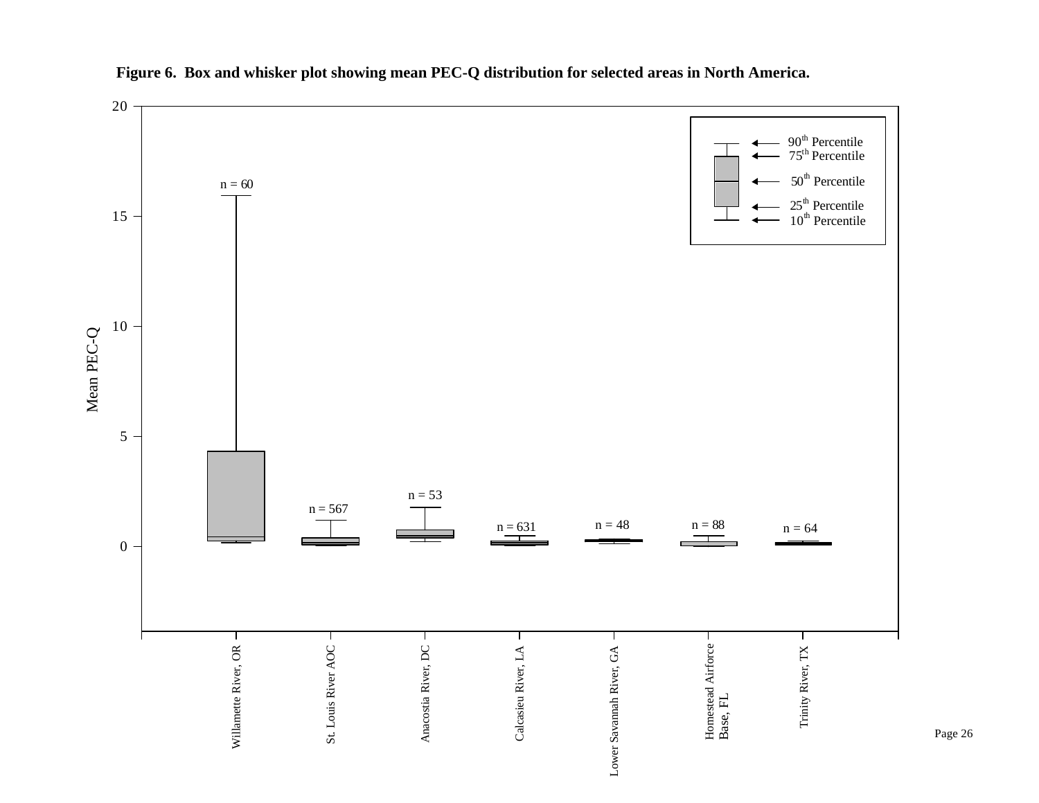**Figure 6. Box and whisker plot showing mean PEC-Q distribution for selected areas in North America.**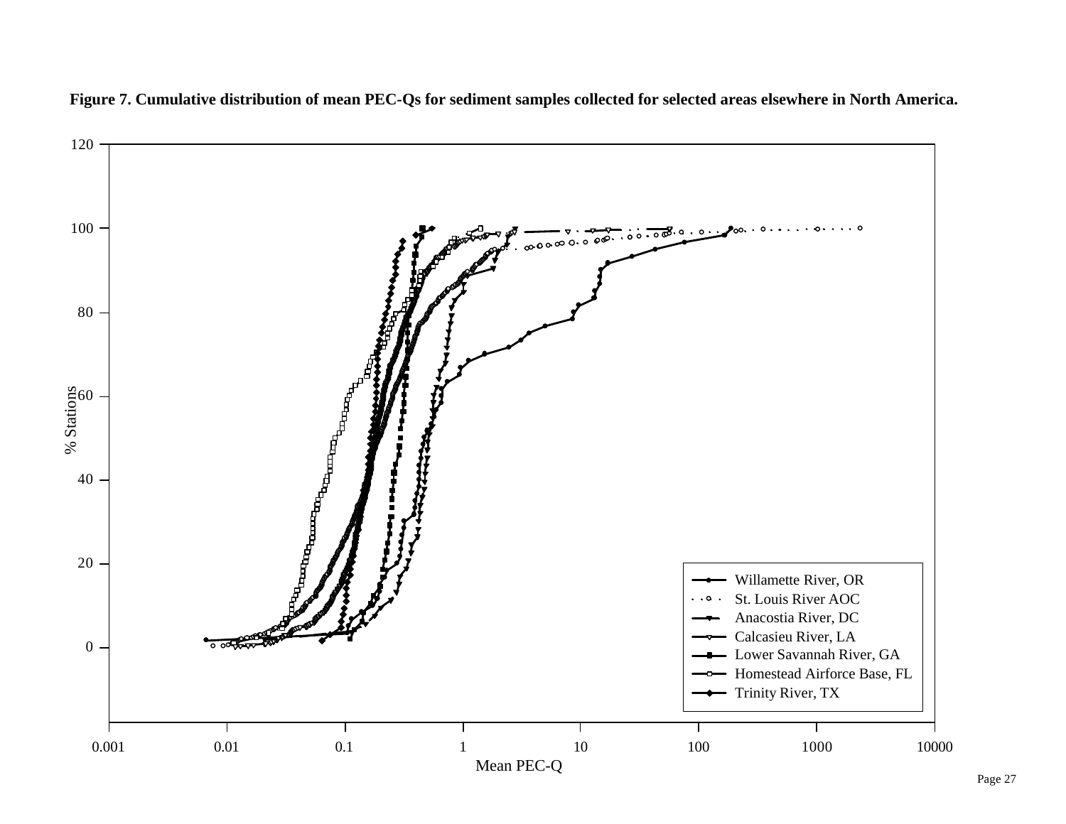**Figure 7. Cumulative distribution of mean PEC-Qs for sediment samples collected for selected areas elsewhere in North America.**

120
100
80
60
40
20
0

% Stations

0.001
0.01
0.1
1
10
100
1000
10000

Mean PEC-Q

Willamette River, OR
St. Louis River AOC
Anacostia River, DC
Calcasieu River, LA
Lower Savannah River, GA
Homestead Airforce Base, FL
Trinity River, TX